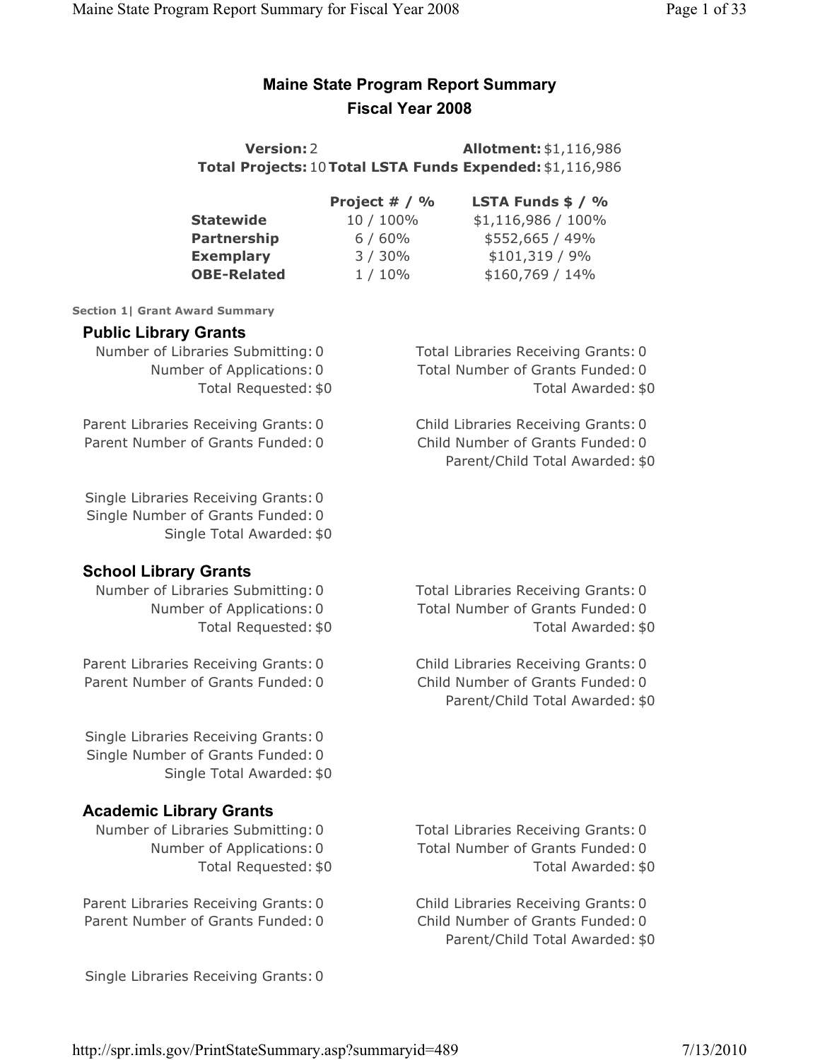# Maine State Program Report Summary
# Fiscal Year 2008

**Version:** 2 **Allotment:** $1,116,986
**Total Projects:** 10 **Total LSTA Funds Expended:** $1,116,986

| | Project # / % | LSTA Funds $ / % |
|---|---|---|
| **Statewide** | 10 / 100% | $1,116,986 / 100% |
| **Partnership** | 6 / 60% | $552,665 / 49% |
| **Exemplary** | 3 / 30% | $101,319 / 9% |
| **OBE-Related** | 1 / 10% | $160,769 / 14% |

**Section 1| Grant Award Summary**

## Public Library Grants

Number of Libraries Submitting: 0
Number of Applications: 0
Total Requested: $0

Total Libraries Receiving Grants: 0
Total Number of Grants Funded: 0
Total Awarded: $0

Parent Libraries Receiving Grants: 0
Parent Number of Grants Funded: 0

Child Libraries Receiving Grants: 0
Child Number of Grants Funded: 0
Parent/Child Total Awarded: $0

Single Libraries Receiving Grants: 0
Single Number of Grants Funded: 0
Single Total Awarded: $0

## School Library Grants

Number of Libraries Submitting: 0
Number of Applications: 0
Total Requested: $0

Total Libraries Receiving Grants: 0
Total Number of Grants Funded: 0
Total Awarded: $0

Parent Libraries Receiving Grants: 0
Parent Number of Grants Funded: 0

Child Libraries Receiving Grants: 0
Child Number of Grants Funded: 0
Parent/Child Total Awarded: $0

Single Libraries Receiving Grants: 0
Single Number of Grants Funded: 0
Single Total Awarded: $0

## Academic Library Grants

Number of Libraries Submitting: 0
Number of Applications: 0
Total Requested: $0

Total Libraries Receiving Grants: 0
Total Number of Grants Funded: 0
Total Awarded: $0

Parent Libraries Receiving Grants: 0
Parent Number of Grants Funded: 0

Child Libraries Receiving Grants: 0
Child Number of Grants Funded: 0
Parent/Child Total Awarded: $0

Single Libraries Receiving Grants: 0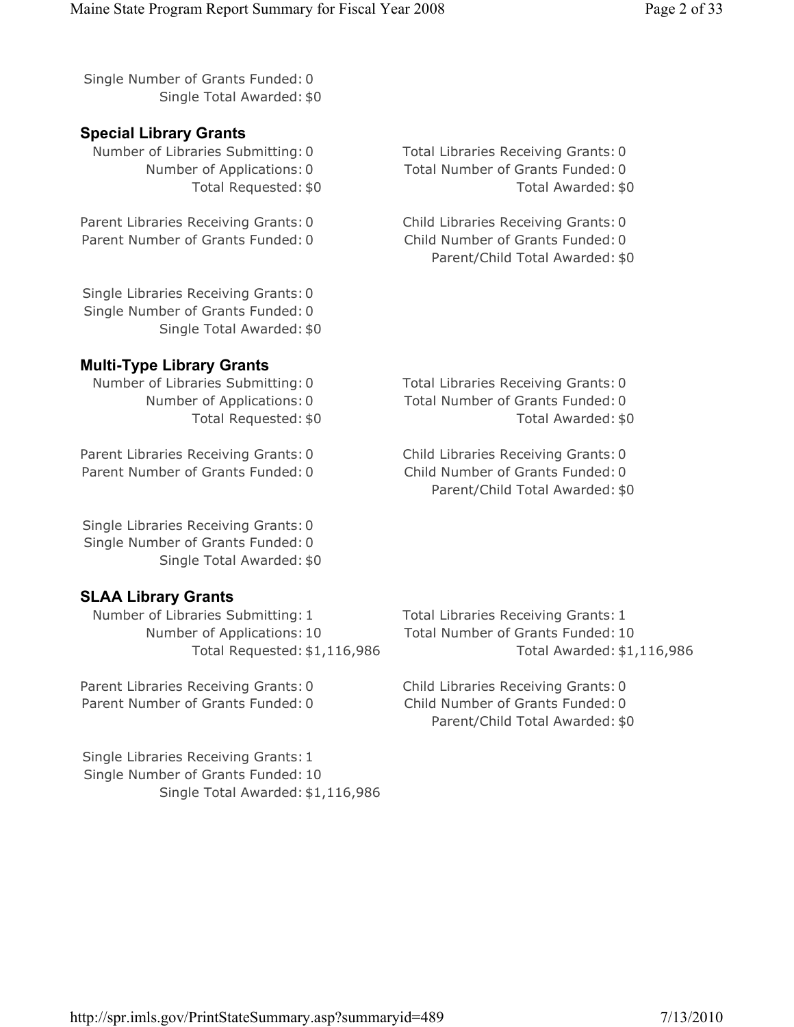Single Number of Grants Funded: 0
Single Total Awarded: $0

### Special Library Grants

Number of Libraries Submitting: 0
Number of Applications: 0
Total Requested: $0

Total Libraries Receiving Grants: 0
Total Number of Grants Funded: 0
Total Awarded: $0

Parent Libraries Receiving Grants: 0
Parent Number of Grants Funded: 0

Child Libraries Receiving Grants: 0
Child Number of Grants Funded: 0
Parent/Child Total Awarded: $0

Single Libraries Receiving Grants: 0
Single Number of Grants Funded: 0
Single Total Awarded: $0

### Multi-Type Library Grants

Number of Libraries Submitting: 0
Number of Applications: 0
Total Requested: $0

Total Libraries Receiving Grants: 0
Total Number of Grants Funded: 0
Total Awarded: $0

Parent Libraries Receiving Grants: 0
Parent Number of Grants Funded: 0

Child Libraries Receiving Grants: 0
Child Number of Grants Funded: 0
Parent/Child Total Awarded: $0

Single Libraries Receiving Grants: 0
Single Number of Grants Funded: 0
Single Total Awarded: $0

### SLAA Library Grants

Number of Libraries Submitting: 1
Number of Applications: 10
Total Requested: $1,116,986

Total Libraries Receiving Grants: 1
Total Number of Grants Funded: 10
Total Awarded: $1,116,986

Parent Libraries Receiving Grants: 0
Parent Number of Grants Funded: 0

Child Libraries Receiving Grants: 0
Child Number of Grants Funded: 0
Parent/Child Total Awarded: $0

Single Libraries Receiving Grants: 1
Single Number of Grants Funded: 10
Single Total Awarded: $1,116,986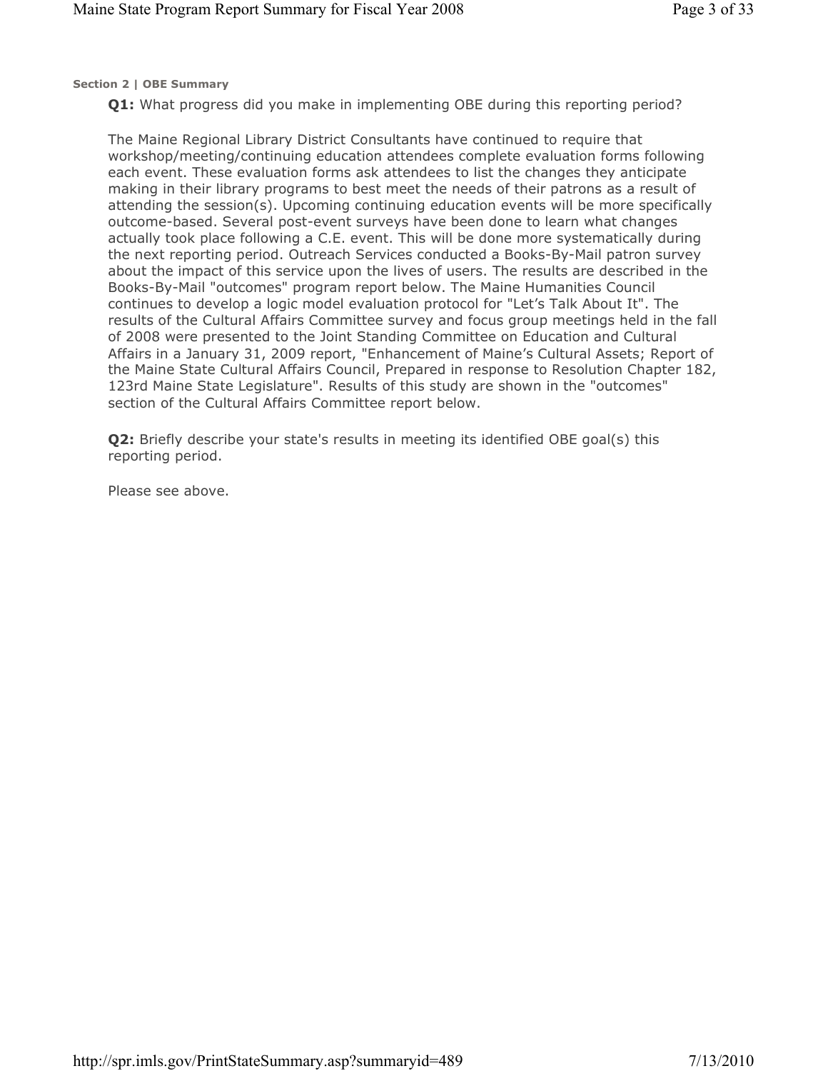**Section 2 | OBE Summary**

**Q1:** What progress did you make in implementing OBE during this reporting period?

The Maine Regional Library District Consultants have continued to require that workshop/meeting/continuing education attendees complete evaluation forms following each event. These evaluation forms ask attendees to list the changes they anticipate making in their library programs to best meet the needs of their patrons as a result of attending the session(s). Upcoming continuing education events will be more specifically outcome-based. Several post-event surveys have been done to learn what changes actually took place following a C.E. event. This will be done more systematically during the next reporting period. Outreach Services conducted a Books-By-Mail patron survey about the impact of this service upon the lives of users. The results are described in the Books-By-Mail "outcomes" program report below. The Maine Humanities Council continues to develop a logic model evaluation protocol for "Let's Talk About It". The results of the Cultural Affairs Committee survey and focus group meetings held in the fall of 2008 were presented to the Joint Standing Committee on Education and Cultural Affairs in a January 31, 2009 report, "Enhancement of Maine's Cultural Assets; Report of the Maine State Cultural Affairs Council, Prepared in response to Resolution Chapter 182, 123rd Maine State Legislature". Results of this study are shown in the "outcomes" section of the Cultural Affairs Committee report below.

**Q2:** Briefly describe your state's results in meeting its identified OBE goal(s) this reporting period.

Please see above.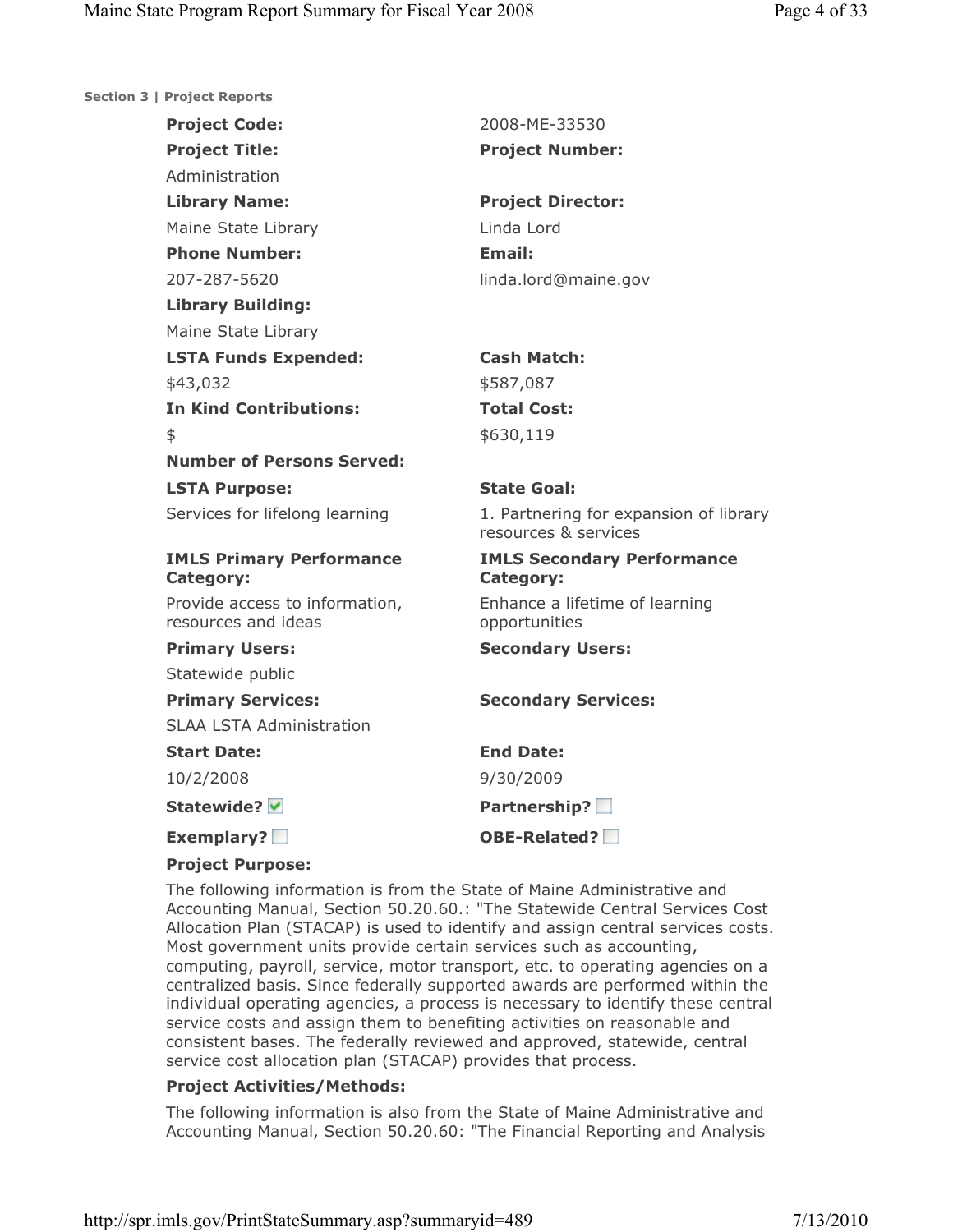**Section 3 | Project Reports**

**Project Code:** 2008-ME-33530

**Project Title:** Administration

**Project Number:**

**Library Name:** Maine State Library

**Project Director:** Linda Lord

**Phone Number:** 207-287-5620

**Email:** linda.lord@maine.gov

**Library Building:** Maine State Library

**LSTA Funds Expended:** $43,032

**Cash Match:** $587,087

**In Kind Contributions:** $

**Total Cost:** $630,119

**Number of Persons Served:**

**LSTA Purpose:** Services for lifelong learning

**State Goal:** 1. Partnering for expansion of library resources & services

**IMLS Primary Performance Category:** Provide access to information, resources and ideas

**IMLS Secondary Performance Category:** Enhance a lifetime of learning opportunities

**Primary Users:** Statewide public

**Secondary Users:**

**Primary Services:** SLAA LSTA Administration

**Secondary Services:**

**Start Date:** 10/2/2008

**End Date:** 9/30/2009

**Statewide?** ☑

**Partnership?** ☐

**Exemplary?** ☐

**OBE-Related?** ☐

**Project Purpose:**

The following information is from the State of Maine Administrative and Accounting Manual, Section 50.20.60.: "The Statewide Central Services Cost Allocation Plan (STACAP) is used to identify and assign central services costs. Most government units provide certain services such as accounting, computing, payroll, service, motor transport, etc. to operating agencies on a centralized basis. Since federally supported awards are performed within the individual operating agencies, a process is necessary to identify these central service costs and assign them to benefiting activities on reasonable and consistent bases. The federally reviewed and approved, statewide, central service cost allocation plan (STACAP) provides that process.

**Project Activities/Methods:**

The following information is also from the State of Maine Administrative and Accounting Manual, Section 50.20.60: "The Financial Reporting and Analysis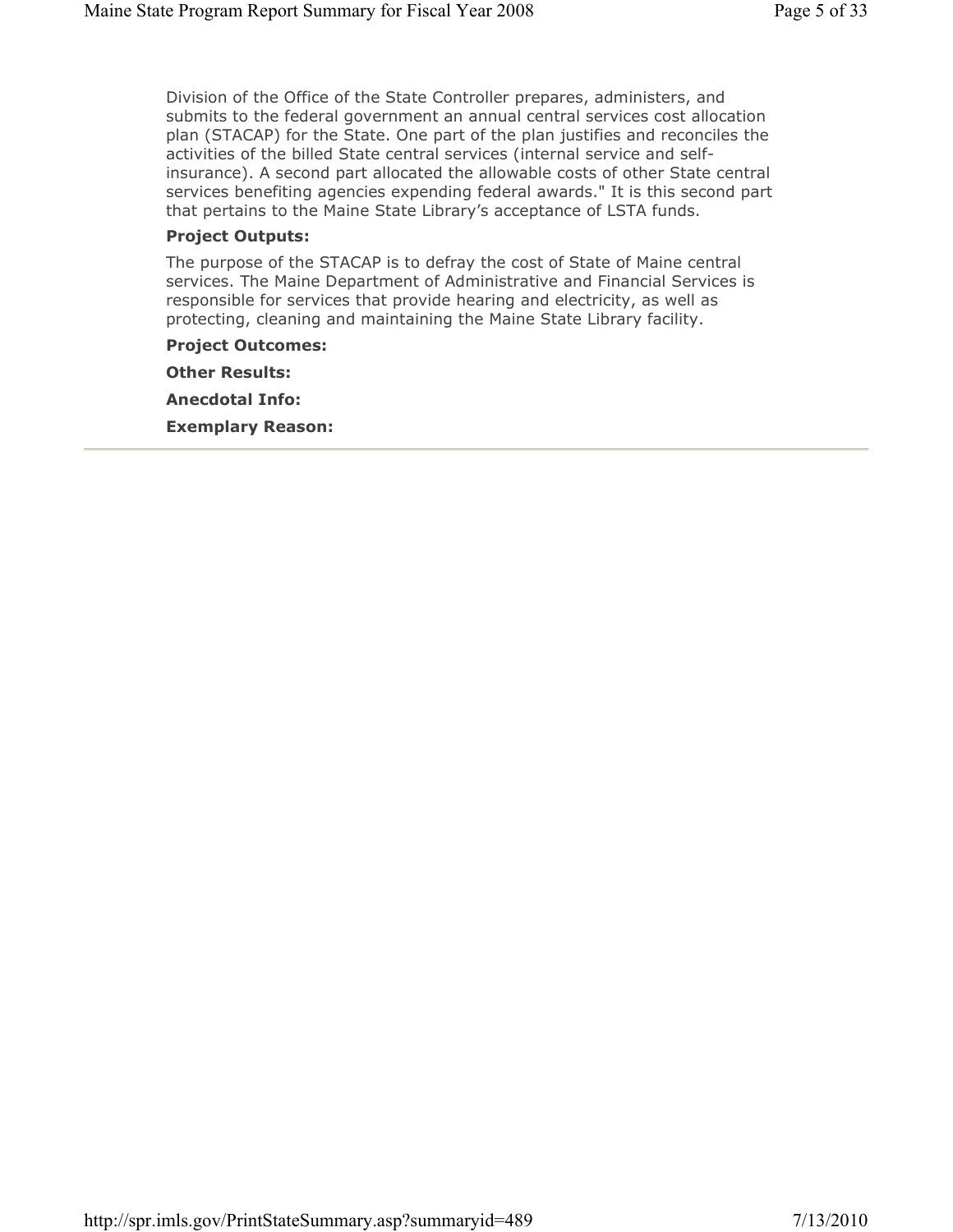Division of the Office of the State Controller prepares, administers, and submits to the federal government an annual central services cost allocation plan (STACAP) for the State. One part of the plan justifies and reconciles the activities of the billed State central services (internal service and self-insurance). A second part allocated the allowable costs of other State central services benefiting agencies expending federal awards." It is this second part that pertains to the Maine State Library's acceptance of LSTA funds.

**Project Outputs:**

The purpose of the STACAP is to defray the cost of State of Maine central services. The Maine Department of Administrative and Financial Services is responsible for services that provide hearing and electricity, as well as protecting, cleaning and maintaining the Maine State Library facility.

**Project Outcomes:**

**Other Results:**

**Anecdotal Info:**

**Exemplary Reason:**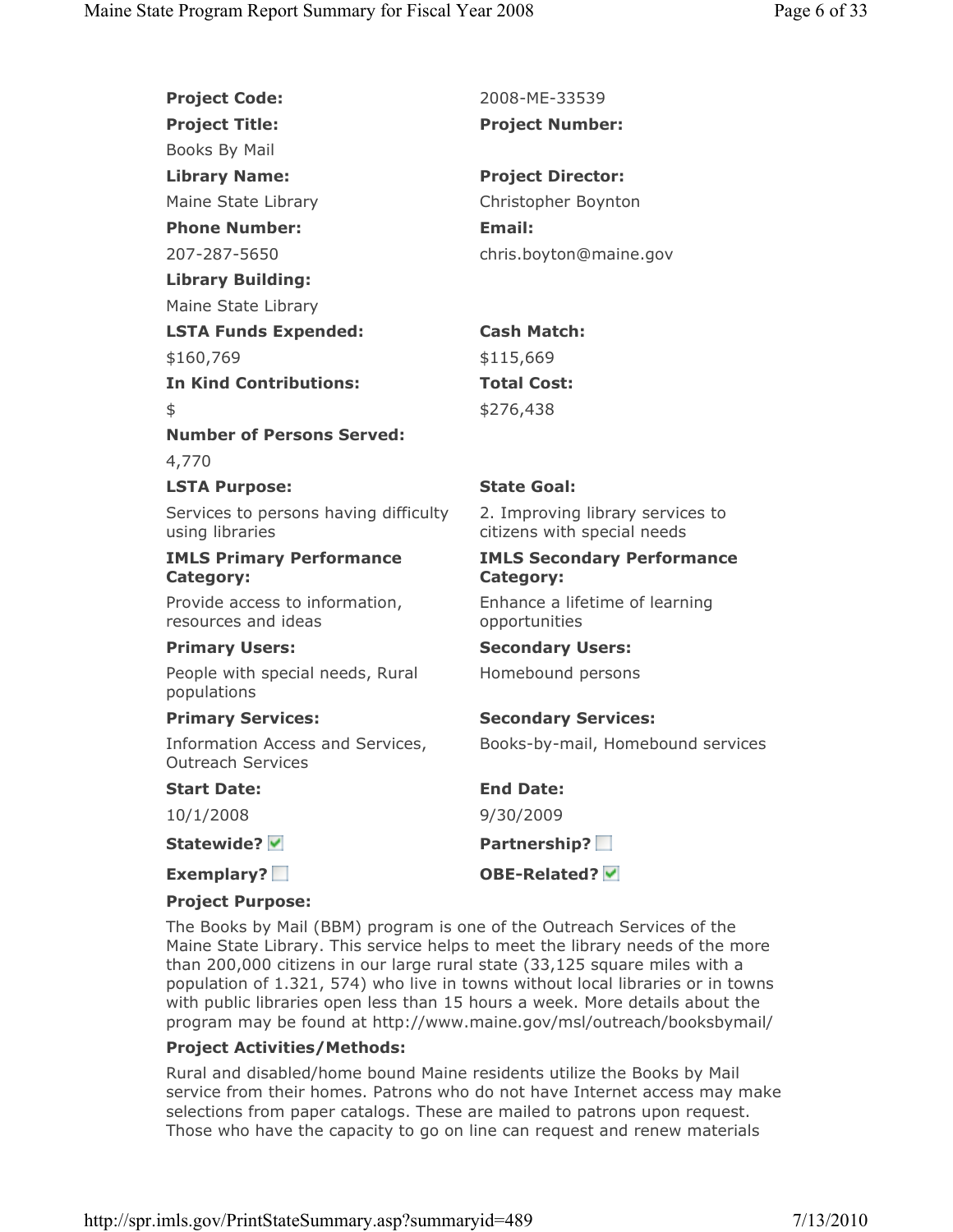**Project Code:** 2008-ME-33539

**Project Title:** Books By Mail

**Project Number:**

**Library Name:** Maine State Library

**Project Director:** Christopher Boynton

**Phone Number:** 207-287-5650

**Email:** chris.boyton@maine.gov

**Library Building:** Maine State Library

**LSTA Funds Expended:** $160,769

**Cash Match:** $115,669

**In Kind Contributions:** $

**Total Cost:** $276,438

**Number of Persons Served:** 4,770

**LSTA Purpose:** Services to persons having difficulty using libraries

**State Goal:** 2. Improving library services to citizens with special needs

**IMLS Primary Performance Category:** Provide access to information, resources and ideas

**IMLS Secondary Performance Category:** Enhance a lifetime of learning opportunities

**Primary Users:** People with special needs, Rural populations

**Secondary Users:** Homebound persons

**Primary Services:** Information Access and Services, Outreach Services

**Secondary Services:** Books-by-mail, Homebound services

**Start Date:** 10/1/2008

**End Date:** 9/30/2009

**Statewide?** ☑

**Partnership?** ☐

**Exemplary?** ☐

**OBE-Related?** ☑

**Project Purpose:**

The Books by Mail (BBM) program is one of the Outreach Services of the Maine State Library. This service helps to meet the library needs of the more than 200,000 citizens in our large rural state (33,125 square miles with a population of 1.321, 574) who live in towns without local libraries or in towns with public libraries open less than 15 hours a week. More details about the program may be found at http://www.maine.gov/msl/outreach/booksbymail/

**Project Activities/Methods:**

Rural and disabled/home bound Maine residents utilize the Books by Mail service from their homes. Patrons who do not have Internet access may make selections from paper catalogs. These are mailed to patrons upon request. Those who have the capacity to go on line can request and renew materials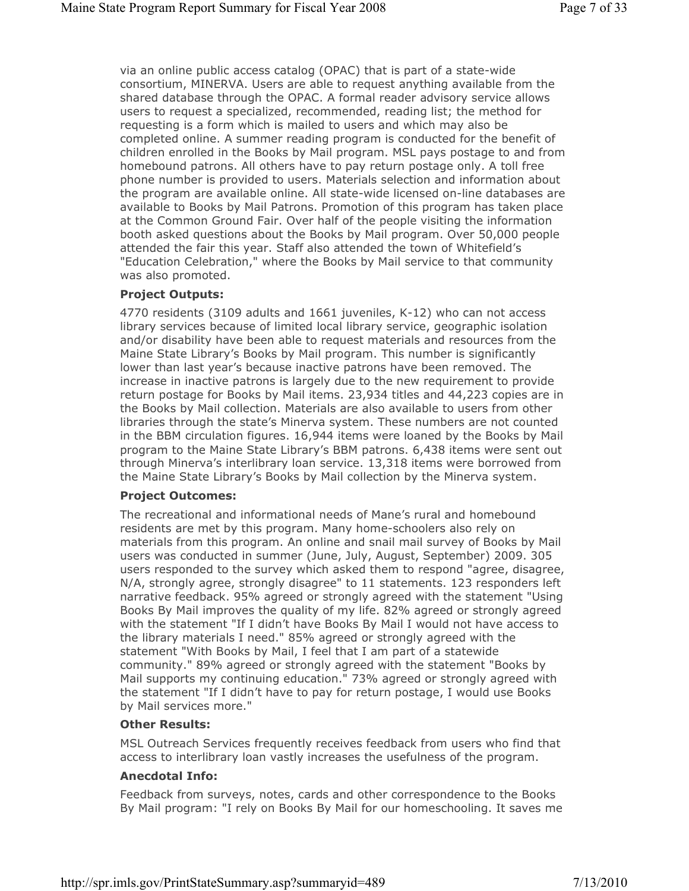via an online public access catalog (OPAC) that is part of a state-wide consortium, MINERVA. Users are able to request anything available from the shared database through the OPAC. A formal reader advisory service allows users to request a specialized, recommended, reading list; the method for requesting is a form which is mailed to users and which may also be completed online. A summer reading program is conducted for the benefit of children enrolled in the Books by Mail program. MSL pays postage to and from homebound patrons. All others have to pay return postage only. A toll free phone number is provided to users. Materials selection and information about the program are available online. All state-wide licensed on-line databases are available to Books by Mail Patrons. Promotion of this program has taken place at the Common Ground Fair. Over half of the people visiting the information booth asked questions about the Books by Mail program. Over 50,000 people attended the fair this year. Staff also attended the town of Whitefield's "Education Celebration," where the Books by Mail service to that community was also promoted.

**Project Outputs:**

4770 residents (3109 adults and 1661 juveniles, K-12) who can not access library services because of limited local library service, geographic isolation and/or disability have been able to request materials and resources from the Maine State Library's Books by Mail program. This number is significantly lower than last year's because inactive patrons have been removed. The increase in inactive patrons is largely due to the new requirement to provide return postage for Books by Mail items. 23,934 titles and 44,223 copies are in the Books by Mail collection. Materials are also available to users from other libraries through the state's Minerva system. These numbers are not counted in the BBM circulation figures. 16,944 items were loaned by the Books by Mail program to the Maine State Library's BBM patrons. 6,438 items were sent out through Minerva's interlibrary loan service. 13,318 items were borrowed from the Maine State Library's Books by Mail collection by the Minerva system.

**Project Outcomes:**

The recreational and informational needs of Mane's rural and homebound residents are met by this program. Many home-schoolers also rely on materials from this program. An online and snail mail survey of Books by Mail users was conducted in summer (June, July, August, September) 2009. 305 users responded to the survey which asked them to respond "agree, disagree, N/A, strongly agree, strongly disagree" to 11 statements. 123 responders left narrative feedback. 95% agreed or strongly agreed with the statement "Using Books By Mail improves the quality of my life. 82% agreed or strongly agreed with the statement "If I didn't have Books By Mail I would not have access to the library materials I need." 85% agreed or strongly agreed with the statement "With Books by Mail, I feel that I am part of a statewide community." 89% agreed or strongly agreed with the statement "Books by Mail supports my continuing education." 73% agreed or strongly agreed with the statement "If I didn't have to pay for return postage, I would use Books by Mail services more."

**Other Results:**

MSL Outreach Services frequently receives feedback from users who find that access to interlibrary loan vastly increases the usefulness of the program.

**Anecdotal Info:**

Feedback from surveys, notes, cards and other correspondence to the Books By Mail program: "I rely on Books By Mail for our homeschooling. It saves me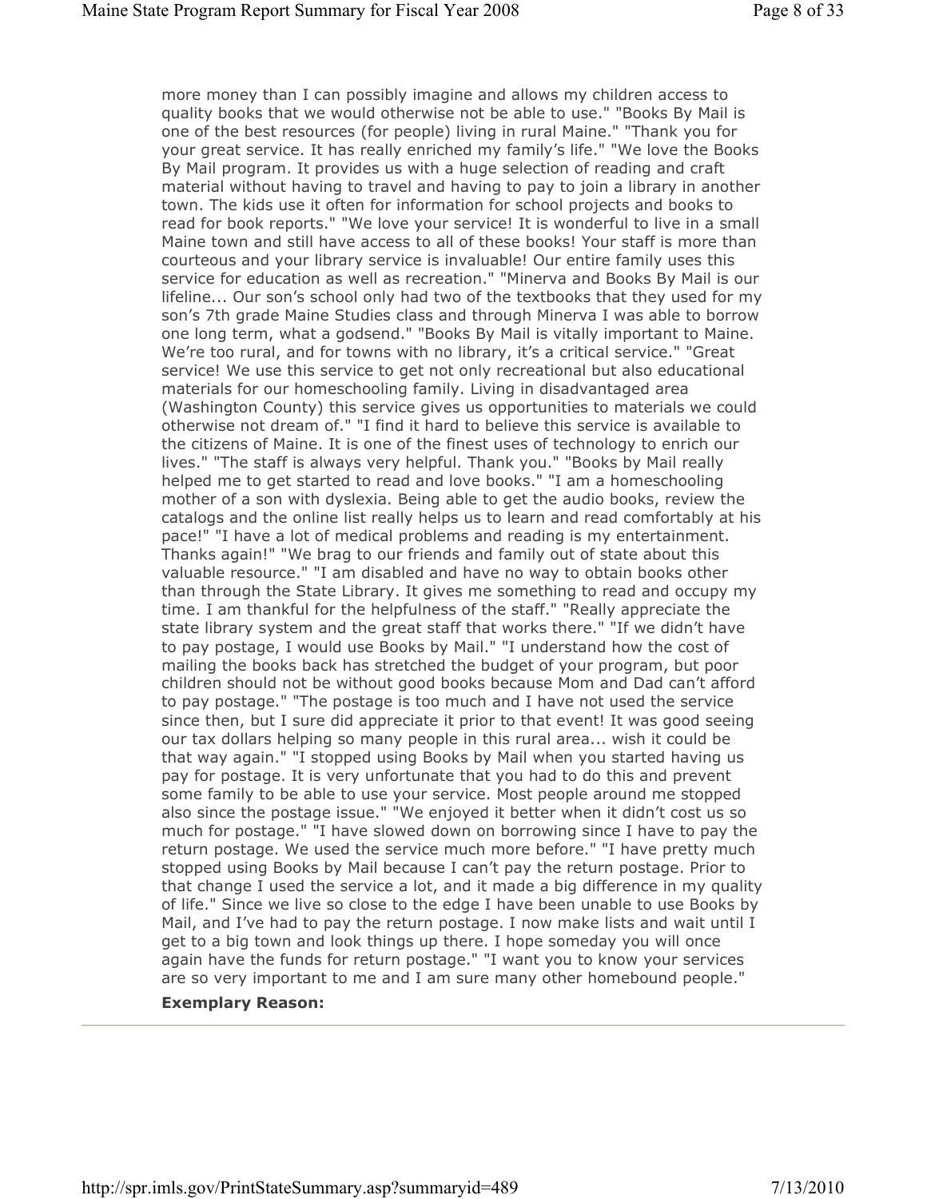more money than I can possibly imagine and allows my children access to quality books that we would otherwise not be able to use." "Books By Mail is one of the best resources (for people) living in rural Maine." "Thank you for your great service. It has really enriched my family's life." "We love the Books By Mail program. It provides us with a huge selection of reading and craft material without having to travel and having to pay to join a library in another town. The kids use it often for information for school projects and books to read for book reports." "We love your service! It is wonderful to live in a small Maine town and still have access to all of these books! Your staff is more than courteous and your library service is invaluable! Our entire family uses this service for education as well as recreation." "Minerva and Books By Mail is our lifeline... Our son's school only had two of the textbooks that they used for my son's 7th grade Maine Studies class and through Minerva I was able to borrow one long term, what a godsend." "Books By Mail is vitally important to Maine. We're too rural, and for towns with no library, it's a critical service." "Great service! We use this service to get not only recreational but also educational materials for our homeschooling family. Living in disadvantaged area (Washington County) this service gives us opportunities to materials we could otherwise not dream of." "I find it hard to believe this service is available to the citizens of Maine. It is one of the finest uses of technology to enrich our lives." "The staff is always very helpful. Thank you." "Books by Mail really helped me to get started to read and love books." "I am a homeschooling mother of a son with dyslexia. Being able to get the audio books, review the catalogs and the online list really helps us to learn and read comfortably at his pace!" "I have a lot of medical problems and reading is my entertainment. Thanks again!" "We brag to our friends and family out of state about this valuable resource." "I am disabled and have no way to obtain books other than through the State Library. It gives me something to read and occupy my time. I am thankful for the helpfulness of the staff." "Really appreciate the state library system and the great staff that works there." "If we didn't have to pay postage, I would use Books by Mail." "I understand how the cost of mailing the books back has stretched the budget of your program, but poor children should not be without good books because Mom and Dad can't afford to pay postage." "The postage is too much and I have not used the service since then, but I sure did appreciate it prior to that event! It was good seeing our tax dollars helping so many people in this rural area... wish it could be that way again." "I stopped using Books by Mail when you started having us pay for postage. It is very unfortunate that you had to do this and prevent some family to be able to use your service. Most people around me stopped also since the postage issue." "We enjoyed it better when it didn't cost us so much for postage." "I have slowed down on borrowing since I have to pay the return postage. We used the service much more before." "I have pretty much stopped using Books by Mail because I can't pay the return postage. Prior to that change I used the service a lot, and it made a big difference in my quality of life." Since we live so close to the edge I have been unable to use Books by Mail, and I've had to pay the return postage. I now make lists and wait until I get to a big town and look things up there. I hope someday you will once again have the funds for return postage." "I want you to know your services are so very important to me and I am sure many other homebound people."

**Exemplary Reason:**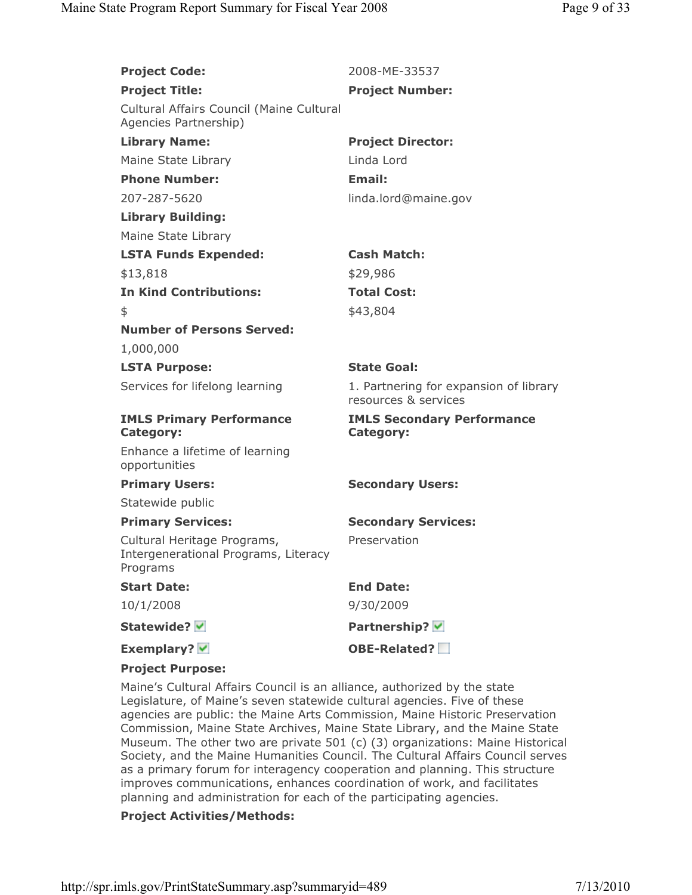**Project Code:** 2008-ME-33537

**Project Title:** Cultural Affairs Council (Maine Cultural Agencies Partnership)

**Project Number:**

**Library Name:** Maine State Library

**Project Director:** Linda Lord

**Phone Number:** 207-287-5620

**Email:** linda.lord@maine.gov

**Library Building:** Maine State Library

**LSTA Funds Expended:** $13,818

**Cash Match:** $29,986

**In Kind Contributions:** $

**Total Cost:** $43,804

**Number of Persons Served:** 1,000,000

**LSTA Purpose:** Services for lifelong learning

**State Goal:** 1. Partnering for expansion of library resources & services

**IMLS Primary Performance Category:** Enhance a lifetime of learning opportunities

**IMLS Secondary Performance Category:**

**Primary Users:** Statewide public

**Secondary Users:**

**Primary Services:** Cultural Heritage Programs, Intergenerational Programs, Literacy Programs

**Secondary Services:** Preservation

**Start Date:** 10/1/2008

**End Date:** 9/30/2009

**Statewide?** ☑

**Partnership?** ☑

**Exemplary?** ☑

**OBE-Related?** ☐

**Project Purpose:**

Maine's Cultural Affairs Council is an alliance, authorized by the state Legislature, of Maine's seven statewide cultural agencies. Five of these agencies are public: the Maine Arts Commission, Maine Historic Preservation Commission, Maine State Archives, Maine State Library, and the Maine State Museum. The other two are private 501 (c) (3) organizations: Maine Historical Society, and the Maine Humanities Council. The Cultural Affairs Council serves as a primary forum for interagency cooperation and planning. This structure improves communications, enhances coordination of work, and facilitates planning and administration for each of the participating agencies.

**Project Activities/Methods:**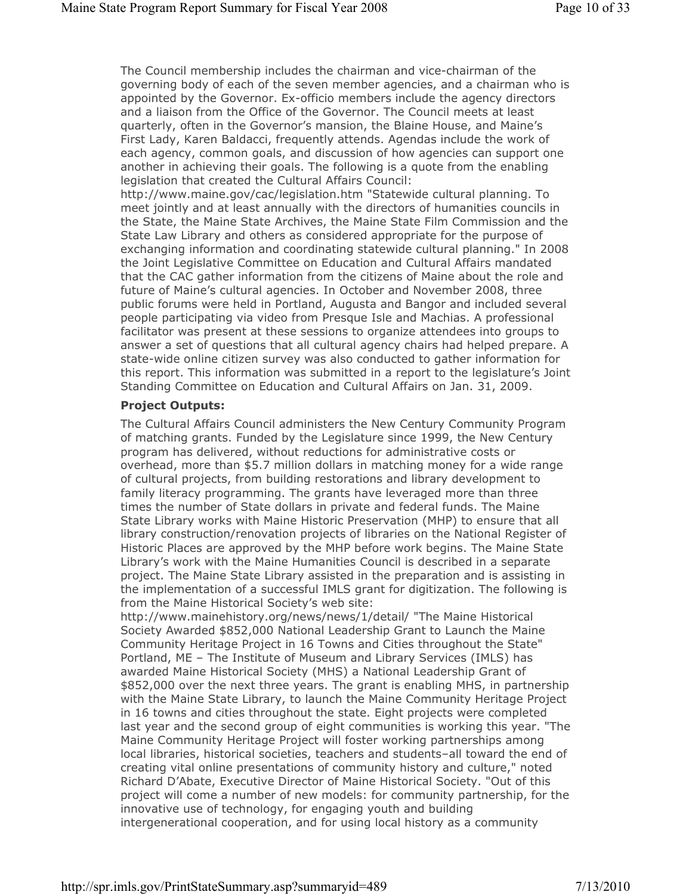The Council membership includes the chairman and vice-chairman of the governing body of each of the seven member agencies, and a chairman who is appointed by the Governor. Ex-officio members include the agency directors and a liaison from the Office of the Governor. The Council meets at least quarterly, often in the Governor's mansion, the Blaine House, and Maine's First Lady, Karen Baldacci, frequently attends. Agendas include the work of each agency, common goals, and discussion of how agencies can support one another in achieving their goals. The following is a quote from the enabling legislation that created the Cultural Affairs Council: http://www.maine.gov/cac/legislation.htm "Statewide cultural planning. To meet jointly and at least annually with the directors of humanities councils in the State, the Maine State Archives, the Maine State Film Commission and the State Law Library and others as considered appropriate for the purpose of exchanging information and coordinating statewide cultural planning." In 2008 the Joint Legislative Committee on Education and Cultural Affairs mandated that the CAC gather information from the citizens of Maine about the role and future of Maine's cultural agencies. In October and November 2008, three public forums were held in Portland, Augusta and Bangor and included several people participating via video from Presque Isle and Machias. A professional facilitator was present at these sessions to organize attendees into groups to answer a set of questions that all cultural agency chairs had helped prepare. A state-wide online citizen survey was also conducted to gather information for this report. This information was submitted in a report to the legislature's Joint Standing Committee on Education and Cultural Affairs on Jan. 31, 2009.

**Project Outputs:**

The Cultural Affairs Council administers the New Century Community Program of matching grants. Funded by the Legislature since 1999, the New Century program has delivered, without reductions for administrative costs or overhead, more than $5.7 million dollars in matching money for a wide range of cultural projects, from building restorations and library development to family literacy programming. The grants have leveraged more than three times the number of State dollars in private and federal funds. The Maine State Library works with Maine Historic Preservation (MHP) to ensure that all library construction/renovation projects of libraries on the National Register of Historic Places are approved by the MHP before work begins. The Maine State Library's work with the Maine Humanities Council is described in a separate project. The Maine State Library assisted in the preparation and is assisting in the implementation of a successful IMLS grant for digitization. The following is from the Maine Historical Society's web site: http://www.mainehistory.org/news/news/1/detail/ "The Maine Historical Society Awarded $852,000 National Leadership Grant to Launch the Maine Community Heritage Project in 16 Towns and Cities throughout the State" Portland, ME – The Institute of Museum and Library Services (IMLS) has awarded Maine Historical Society (MHS) a National Leadership Grant of $852,000 over the next three years. The grant is enabling MHS, in partnership with the Maine State Library, to launch the Maine Community Heritage Project in 16 towns and cities throughout the state. Eight projects were completed last year and the second group of eight communities is working this year. "The Maine Community Heritage Project will foster working partnerships among local libraries, historical societies, teachers and students–all toward the end of creating vital online presentations of community history and culture," noted Richard D'Abate, Executive Director of Maine Historical Society. "Out of this project will come a number of new models: for community partnership, for the innovative use of technology, for engaging youth and building intergenerational cooperation, and for using local history as a community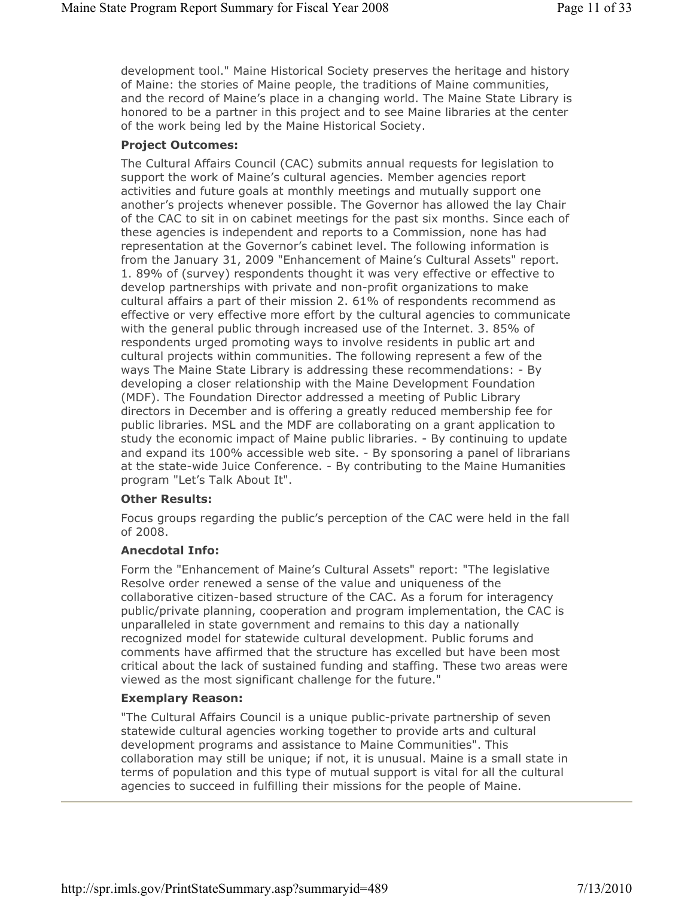development tool." Maine Historical Society preserves the heritage and history of Maine: the stories of Maine people, the traditions of Maine communities, and the record of Maine's place in a changing world. The Maine State Library is honored to be a partner in this project and to see Maine libraries at the center of the work being led by the Maine Historical Society.

**Project Outcomes:**

The Cultural Affairs Council (CAC) submits annual requests for legislation to support the work of Maine's cultural agencies. Member agencies report activities and future goals at monthly meetings and mutually support one another's projects whenever possible. The Governor has allowed the lay Chair of the CAC to sit in on cabinet meetings for the past six months. Since each of these agencies is independent and reports to a Commission, none has had representation at the Governor's cabinet level. The following information is from the January 31, 2009 "Enhancement of Maine's Cultural Assets" report. 1. 89% of (survey) respondents thought it was very effective or effective to develop partnerships with private and non-profit organizations to make cultural affairs a part of their mission 2. 61% of respondents recommend as effective or very effective more effort by the cultural agencies to communicate with the general public through increased use of the Internet. 3. 85% of respondents urged promoting ways to involve residents in public art and cultural projects within communities. The following represent a few of the ways The Maine State Library is addressing these recommendations: - By developing a closer relationship with the Maine Development Foundation (MDF). The Foundation Director addressed a meeting of Public Library directors in December and is offering a greatly reduced membership fee for public libraries. MSL and the MDF are collaborating on a grant application to study the economic impact of Maine public libraries. - By continuing to update and expand its 100% accessible web site. - By sponsoring a panel of librarians at the state-wide Juice Conference. - By contributing to the Maine Humanities program "Let's Talk About It".

**Other Results:**

Focus groups regarding the public's perception of the CAC were held in the fall of 2008.

**Anecdotal Info:**

Form the "Enhancement of Maine's Cultural Assets" report: "The legislative Resolve order renewed a sense of the value and uniqueness of the collaborative citizen-based structure of the CAC. As a forum for interagency public/private planning, cooperation and program implementation, the CAC is unparalleled in state government and remains to this day a nationally recognized model for statewide cultural development. Public forums and comments have affirmed that the structure has excelled but have been most critical about the lack of sustained funding and staffing. These two areas were viewed as the most significant challenge for the future."

**Exemplary Reason:**

"The Cultural Affairs Council is a unique public-private partnership of seven statewide cultural agencies working together to provide arts and cultural development programs and assistance to Maine Communities". This collaboration may still be unique; if not, it is unusual. Maine is a small state in terms of population and this type of mutual support is vital for all the cultural agencies to succeed in fulfilling their missions for the people of Maine.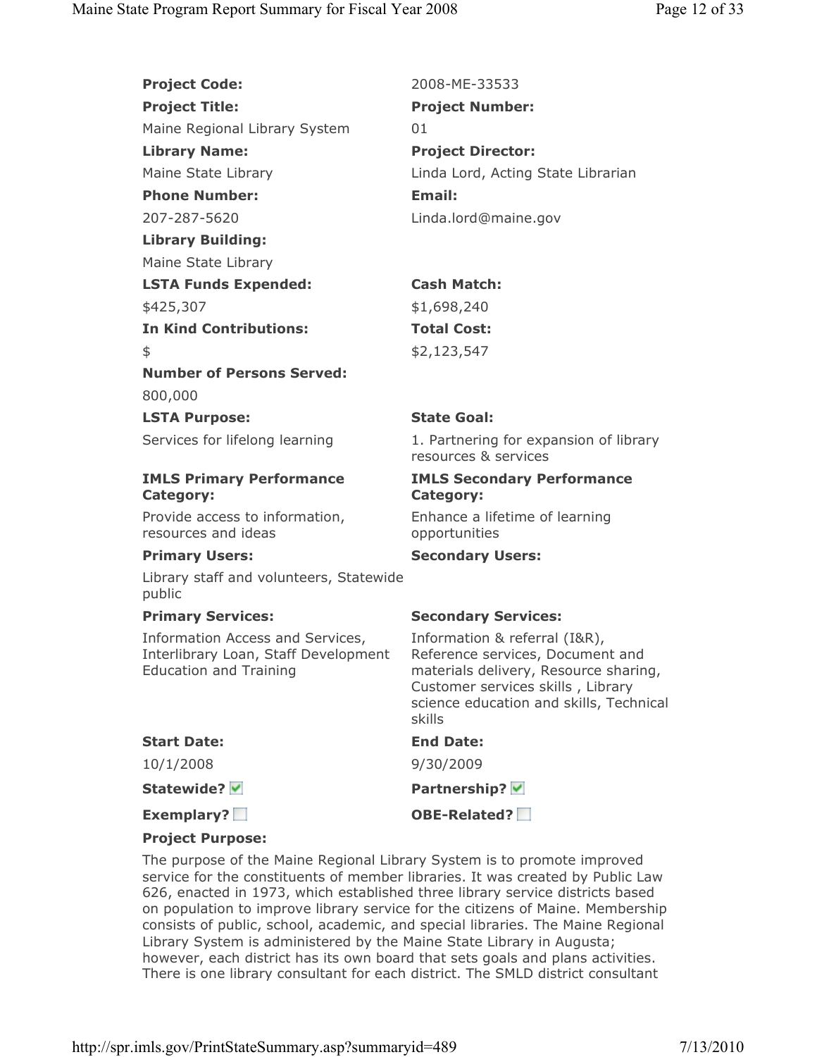**Project Code:** 2008-ME-33533

**Project Title:** Maine Regional Library System

**Project Number:** 01

**Library Name:** Maine State Library

**Project Director:** Linda Lord, Acting State Librarian

**Phone Number:** 207-287-5620

**Email:** Linda.lord@maine.gov

**Library Building:** Maine State Library

**LSTA Funds Expended:** $425,307

**Cash Match:** $1,698,240

**In Kind Contributions:** $

**Total Cost:** $2,123,547

**Number of Persons Served:** 800,000

**LSTA Purpose:** Services for lifelong learning

**State Goal:** 1. Partnering for expansion of library resources & services

**IMLS Primary Performance Category:** Provide access to information, resources and ideas

**IMLS Secondary Performance Category:** Enhance a lifetime of learning opportunities

**Primary Users:** Library staff and volunteers, Statewide public

**Secondary Users:**

**Primary Services:** Information Access and Services, Interlibrary Loan, Staff Development Education and Training

**Secondary Services:** Information & referral (I&R), Reference services, Document and materials delivery, Resource sharing, Customer services skills , Library science education and skills, Technical skills

**Start Date:** 10/1/2008

**End Date:** 9/30/2009

**Statewide?** ☑

**Partnership?** ☑

**Exemplary?** ☐

**OBE-Related?** ☐

**Project Purpose:**

The purpose of the Maine Regional Library System is to promote improved service for the constituents of member libraries. It was created by Public Law 626, enacted in 1973, which established three library service districts based on population to improve library service for the citizens of Maine. Membership consists of public, school, academic, and special libraries. The Maine Regional Library System is administered by the Maine State Library in Augusta; however, each district has its own board that sets goals and plans activities. There is one library consultant for each district. The SMLD district consultant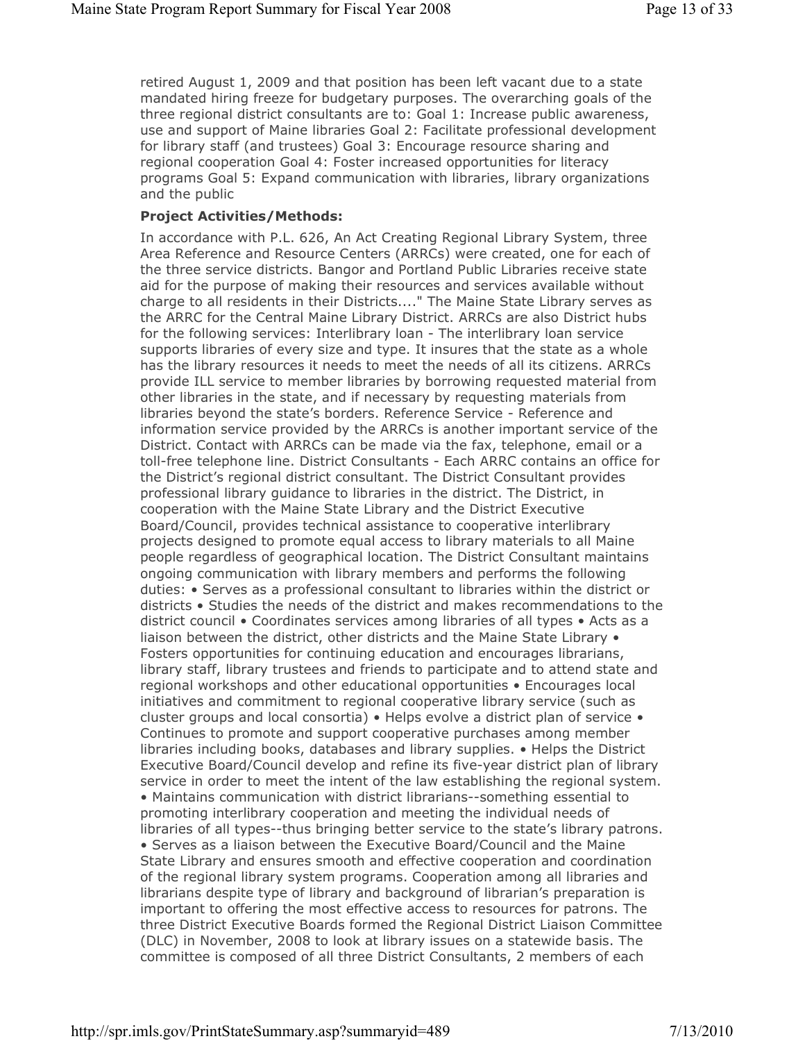retired August 1, 2009 and that position has been left vacant due to a state mandated hiring freeze for budgetary purposes. The overarching goals of the three regional district consultants are to: Goal 1: Increase public awareness, use and support of Maine libraries Goal 2: Facilitate professional development for library staff (and trustees) Goal 3: Encourage resource sharing and regional cooperation Goal 4: Foster increased opportunities for literacy programs Goal 5: Expand communication with libraries, library organizations and the public

**Project Activities/Methods:**

In accordance with P.L. 626, An Act Creating Regional Library System, three Area Reference and Resource Centers (ARRCs) were created, one for each of the three service districts. Bangor and Portland Public Libraries receive state aid for the purpose of making their resources and services available without charge to all residents in their Districts...." The Maine State Library serves as the ARRC for the Central Maine Library District. ARRCs are also District hubs for the following services: Interlibrary loan - The interlibrary loan service supports libraries of every size and type. It insures that the state as a whole has the library resources it needs to meet the needs of all its citizens. ARRCs provide ILL service to member libraries by borrowing requested material from other libraries in the state, and if necessary by requesting materials from libraries beyond the state's borders. Reference Service - Reference and information service provided by the ARRCs is another important service of the District. Contact with ARRCs can be made via the fax, telephone, email or a toll-free telephone line. District Consultants - Each ARRC contains an office for the District's regional district consultant. The District Consultant provides professional library guidance to libraries in the district. The District, in cooperation with the Maine State Library and the District Executive Board/Council, provides technical assistance to cooperative interlibrary projects designed to promote equal access to library materials to all Maine people regardless of geographical location. The District Consultant maintains ongoing communication with library members and performs the following duties: • Serves as a professional consultant to libraries within the district or districts • Studies the needs of the district and makes recommendations to the district council • Coordinates services among libraries of all types • Acts as a liaison between the district, other districts and the Maine State Library • Fosters opportunities for continuing education and encourages librarians, library staff, library trustees and friends to participate and to attend state and regional workshops and other educational opportunities • Encourages local initiatives and commitment to regional cooperative library service (such as cluster groups and local consortia) • Helps evolve a district plan of service • Continues to promote and support cooperative purchases among member libraries including books, databases and library supplies. • Helps the District Executive Board/Council develop and refine its five-year district plan of library service in order to meet the intent of the law establishing the regional system. • Maintains communication with district librarians--something essential to promoting interlibrary cooperation and meeting the individual needs of libraries of all types--thus bringing better service to the state's library patrons. • Serves as a liaison between the Executive Board/Council and the Maine State Library and ensures smooth and effective cooperation and coordination of the regional library system programs. Cooperation among all libraries and librarians despite type of library and background of librarian's preparation is important to offering the most effective access to resources for patrons. The three District Executive Boards formed the Regional District Liaison Committee (DLC) in November, 2008 to look at library issues on a statewide basis. The committee is composed of all three District Consultants, 2 members of each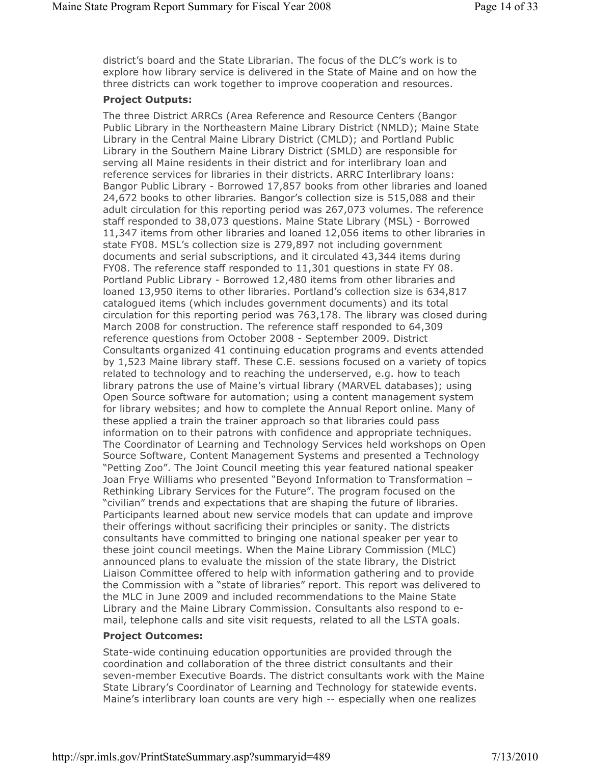district's board and the State Librarian. The focus of the DLC's work is to explore how library service is delivered in the State of Maine and on how the three districts can work together to improve cooperation and resources.

**Project Outputs:**

The three District ARRCs (Area Reference and Resource Centers (Bangor Public Library in the Northeastern Maine Library District (NMLD); Maine State Library in the Central Maine Library District (CMLD); and Portland Public Library in the Southern Maine Library District (SMLD) are responsible for serving all Maine residents in their district and for interlibrary loan and reference services for libraries in their districts. ARRC Interlibrary loans: Bangor Public Library - Borrowed 17,857 books from other libraries and loaned 24,672 books to other libraries. Bangor's collection size is 515,088 and their adult circulation for this reporting period was 267,073 volumes. The reference staff responded to 38,073 questions. Maine State Library (MSL) - Borrowed 11,347 items from other libraries and loaned 12,056 items to other libraries in state FY08. MSL's collection size is 279,897 not including government documents and serial subscriptions, and it circulated 43,344 items during FY08. The reference staff responded to 11,301 questions in state FY 08. Portland Public Library - Borrowed 12,480 items from other libraries and loaned 13,950 items to other libraries. Portland's collection size is 634,817 catalogued items (which includes government documents) and its total circulation for this reporting period was 763,178. The library was closed during March 2008 for construction. The reference staff responded to 64,309 reference questions from October 2008 - September 2009. District Consultants organized 41 continuing education programs and events attended by 1,523 Maine library staff. These C.E. sessions focused on a variety of topics related to technology and to reaching the underserved, e.g. how to teach library patrons the use of Maine's virtual library (MARVEL databases); using Open Source software for automation; using a content management system for library websites; and how to complete the Annual Report online. Many of these applied a train the trainer approach so that libraries could pass information on to their patrons with confidence and appropriate techniques. The Coordinator of Learning and Technology Services held workshops on Open Source Software, Content Management Systems and presented a Technology "Petting Zoo". The Joint Council meeting this year featured national speaker Joan Frye Williams who presented "Beyond Information to Transformation – Rethinking Library Services for the Future". The program focused on the "civilian" trends and expectations that are shaping the future of libraries. Participants learned about new service models that can update and improve their offerings without sacrificing their principles or sanity. The districts consultants have committed to bringing one national speaker per year to these joint council meetings. When the Maine Library Commission (MLC) announced plans to evaluate the mission of the state library, the District Liaison Committee offered to help with information gathering and to provide the Commission with a "state of libraries" report. This report was delivered to the MLC in June 2009 and included recommendations to the Maine State Library and the Maine Library Commission. Consultants also respond to e-mail, telephone calls and site visit requests, related to all the LSTA goals.

**Project Outcomes:**

State-wide continuing education opportunities are provided through the coordination and collaboration of the three district consultants and their seven-member Executive Boards. The district consultants work with the Maine State Library's Coordinator of Learning and Technology for statewide events. Maine's interlibrary loan counts are very high -- especially when one realizes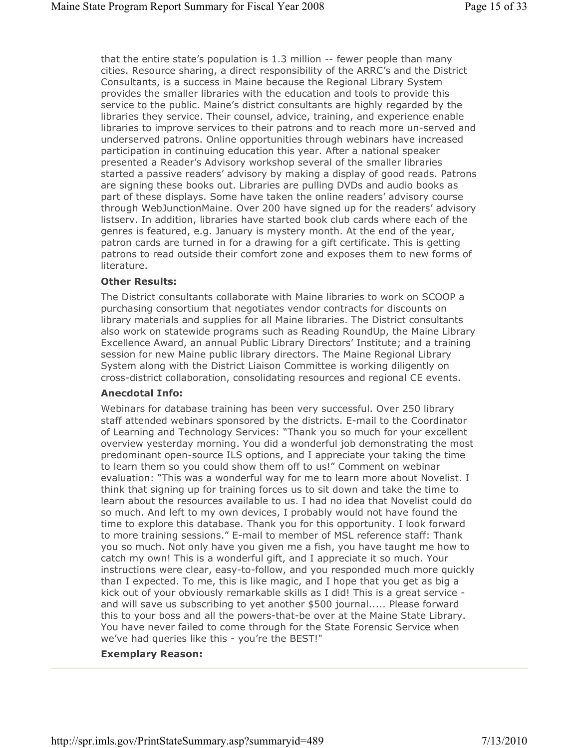that the entire state's population is 1.3 million -- fewer people than many cities. Resource sharing, a direct responsibility of the ARRC's and the District Consultants, is a success in Maine because the Regional Library System provides the smaller libraries with the education and tools to provide this service to the public. Maine's district consultants are highly regarded by the libraries they service. Their counsel, advice, training, and experience enable libraries to improve services to their patrons and to reach more un-served and underserved patrons. Online opportunities through webinars have increased participation in continuing education this year. After a national speaker presented a Reader's Advisory workshop several of the smaller libraries started a passive readers' advisory by making a display of good reads. Patrons are signing these books out. Libraries are pulling DVDs and audio books as part of these displays. Some have taken the online readers' advisory course through WebJunctionMaine. Over 200 have signed up for the readers' advisory listserv. In addition, libraries have started book club cards where each of the genres is featured, e.g. January is mystery month. At the end of the year, patron cards are turned in for a drawing for a gift certificate. This is getting patrons to read outside their comfort zone and exposes them to new forms of literature.

**Other Results:**

The District consultants collaborate with Maine libraries to work on SCOOP a purchasing consortium that negotiates vendor contracts for discounts on library materials and supplies for all Maine libraries. The District consultants also work on statewide programs such as Reading RoundUp, the Maine Library Excellence Award, an annual Public Library Directors' Institute; and a training session for new Maine public library directors. The Maine Regional Library System along with the District Liaison Committee is working diligently on cross-district collaboration, consolidating resources and regional CE events.

**Anecdotal Info:**

Webinars for database training has been very successful. Over 250 library staff attended webinars sponsored by the districts. E-mail to the Coordinator of Learning and Technology Services: "Thank you so much for your excellent overview yesterday morning. You did a wonderful job demonstrating the most predominant open-source ILS options, and I appreciate your taking the time to learn them so you could show them off to us!" Comment on webinar evaluation: "This was a wonderful way for me to learn more about Novelist. I think that signing up for training forces us to sit down and take the time to learn about the resources available to us. I had no idea that Novelist could do so much. And left to my own devices, I probably would not have found the time to explore this database. Thank you for this opportunity. I look forward to more training sessions." E-mail to member of MSL reference staff: Thank you so much. Not only have you given me a fish, you have taught me how to catch my own! This is a wonderful gift, and I appreciate it so much. Your instructions were clear, easy-to-follow, and you responded much more quickly than I expected. To me, this is like magic, and I hope that you get as big a kick out of your obviously remarkable skills as I did! This is a great service - and will save us subscribing to yet another $500 journal..... Please forward this to your boss and all the powers-that-be over at the Maine State Library. You have never failed to come through for the State Forensic Service when we've had queries like this - you're the BEST!"

**Exemplary Reason:**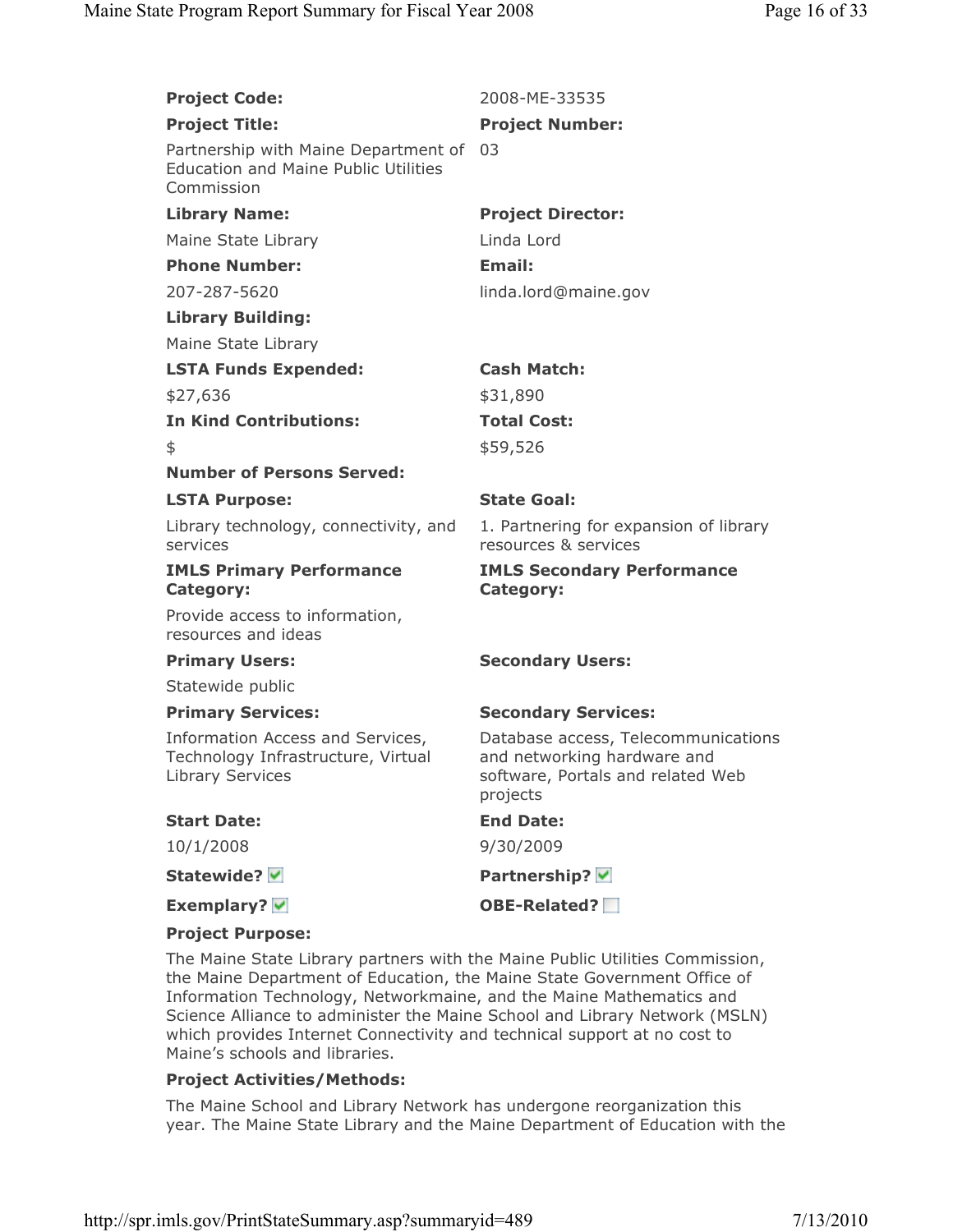**Project Code:** 2008-ME-33535

**Project Title:** Partnership with Maine Department of Education and Maine Public Utilities Commission

**Project Number:** 03

**Library Name:** Maine State Library

**Project Director:** Linda Lord

**Phone Number:** 207-287-5620

**Email:** linda.lord@maine.gov

**Library Building:** Maine State Library

**LSTA Funds Expended:** $27,636

**Cash Match:** $31,890

**In Kind Contributions:** $

**Total Cost:** $59,526

**Number of Persons Served:**

**LSTA Purpose:** Library technology, connectivity, and services

**State Goal:** 1. Partnering for expansion of library resources & services

**IMLS Primary Performance Category:** Provide access to information, resources and ideas

**IMLS Secondary Performance Category:**

**Primary Users:** Statewide public

**Secondary Users:**

**Primary Services:** Information Access and Services, Technology Infrastructure, Virtual Library Services

**Secondary Services:** Database access, Telecommunications and networking hardware and software, Portals and related Web projects

**Start Date:** 10/1/2008

**End Date:** 9/30/2009

**Statewide?** ☑

**Partnership?** ☑

**Exemplary?** ☑

**OBE-Related?** ☐

**Project Purpose:**

The Maine State Library partners with the Maine Public Utilities Commission, the Maine Department of Education, the Maine State Government Office of Information Technology, Networkmaine, and the Maine Mathematics and Science Alliance to administer the Maine School and Library Network (MSLN) which provides Internet Connectivity and technical support at no cost to Maine's schools and libraries.

**Project Activities/Methods:**

The Maine School and Library Network has undergone reorganization this year. The Maine State Library and the Maine Department of Education with the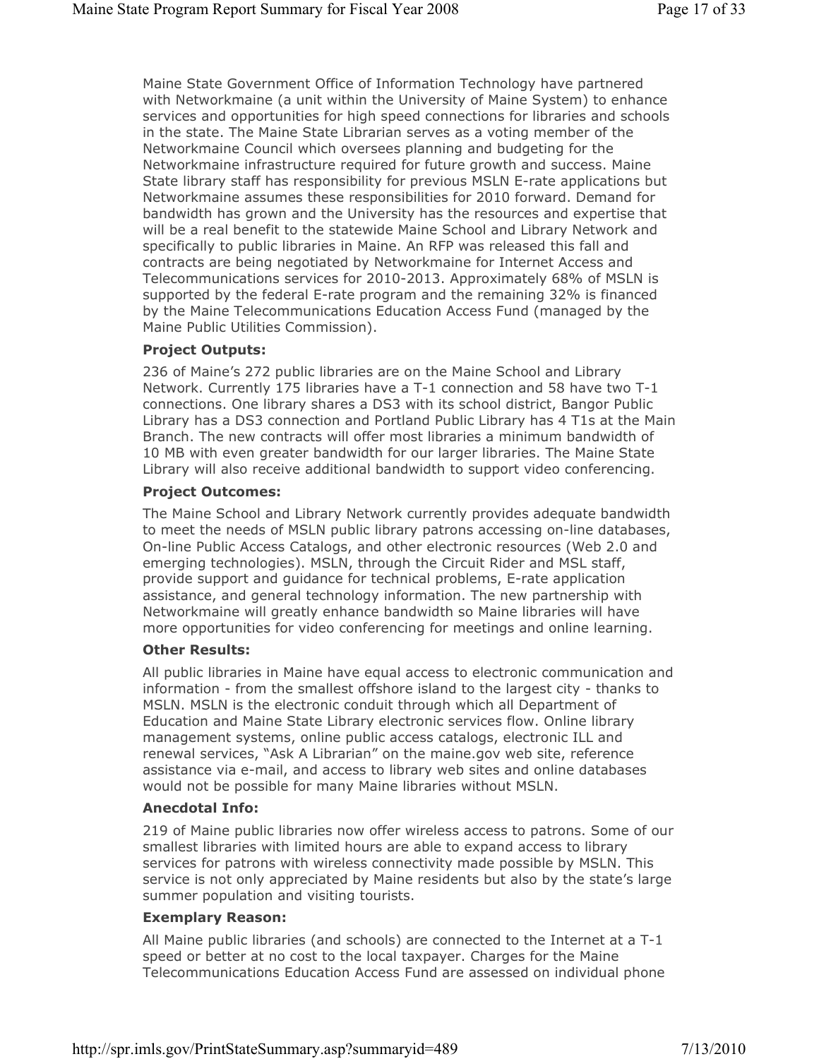Maine State Government Office of Information Technology have partnered with Networkmaine (a unit within the University of Maine System) to enhance services and opportunities for high speed connections for libraries and schools in the state. The Maine State Librarian serves as a voting member of the Networkmaine Council which oversees planning and budgeting for the Networkmaine infrastructure required for future growth and success. Maine State library staff has responsibility for previous MSLN E-rate applications but Networkmaine assumes these responsibilities for 2010 forward. Demand for bandwidth has grown and the University has the resources and expertise that will be a real benefit to the statewide Maine School and Library Network and specifically to public libraries in Maine. An RFP was released this fall and contracts are being negotiated by Networkmaine for Internet Access and Telecommunications services for 2010-2013. Approximately 68% of MSLN is supported by the federal E-rate program and the remaining 32% is financed by the Maine Telecommunications Education Access Fund (managed by the Maine Public Utilities Commission).

**Project Outputs:**

236 of Maine's 272 public libraries are on the Maine School and Library Network. Currently 175 libraries have a T-1 connection and 58 have two T-1 connections. One library shares a DS3 with its school district, Bangor Public Library has a DS3 connection and Portland Public Library has 4 T1s at the Main Branch. The new contracts will offer most libraries a minimum bandwidth of 10 MB with even greater bandwidth for our larger libraries. The Maine State Library will also receive additional bandwidth to support video conferencing.

**Project Outcomes:**

The Maine School and Library Network currently provides adequate bandwidth to meet the needs of MSLN public library patrons accessing on-line databases, On-line Public Access Catalogs, and other electronic resources (Web 2.0 and emerging technologies). MSLN, through the Circuit Rider and MSL staff, provide support and guidance for technical problems, E-rate application assistance, and general technology information. The new partnership with Networkmaine will greatly enhance bandwidth so Maine libraries will have more opportunities for video conferencing for meetings and online learning.

**Other Results:**

All public libraries in Maine have equal access to electronic communication and information - from the smallest offshore island to the largest city - thanks to MSLN. MSLN is the electronic conduit through which all Department of Education and Maine State Library electronic services flow. Online library management systems, online public access catalogs, electronic ILL and renewal services, "Ask A Librarian" on the maine.gov web site, reference assistance via e-mail, and access to library web sites and online databases would not be possible for many Maine libraries without MSLN.

**Anecdotal Info:**

219 of Maine public libraries now offer wireless access to patrons. Some of our smallest libraries with limited hours are able to expand access to library services for patrons with wireless connectivity made possible by MSLN. This service is not only appreciated by Maine residents but also by the state's large summer population and visiting tourists.

**Exemplary Reason:**

All Maine public libraries (and schools) are connected to the Internet at a T-1 speed or better at no cost to the local taxpayer. Charges for the Maine Telecommunications Education Access Fund are assessed on individual phone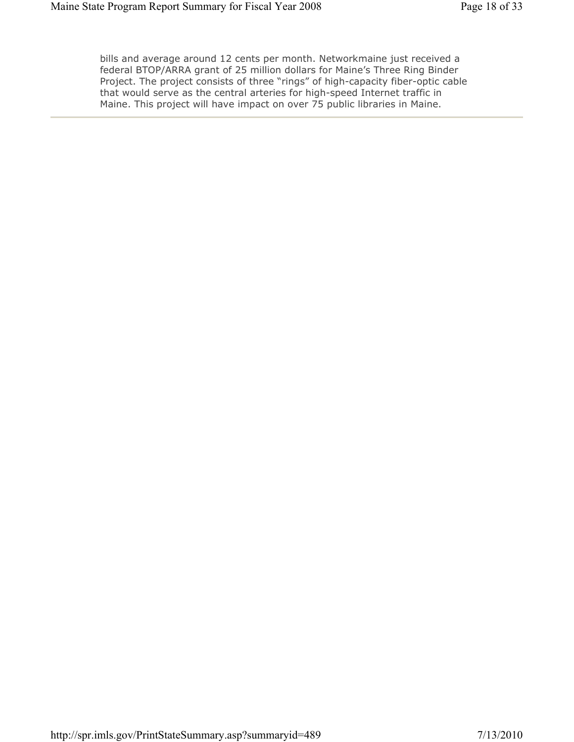bills and average around 12 cents per month. Networkmaine just received a federal BTOP/ARRA grant of 25 million dollars for Maine's Three Ring Binder Project. The project consists of three "rings" of high-capacity fiber-optic cable that would serve as the central arteries for high-speed Internet traffic in Maine. This project will have impact on over 75 public libraries in Maine.

---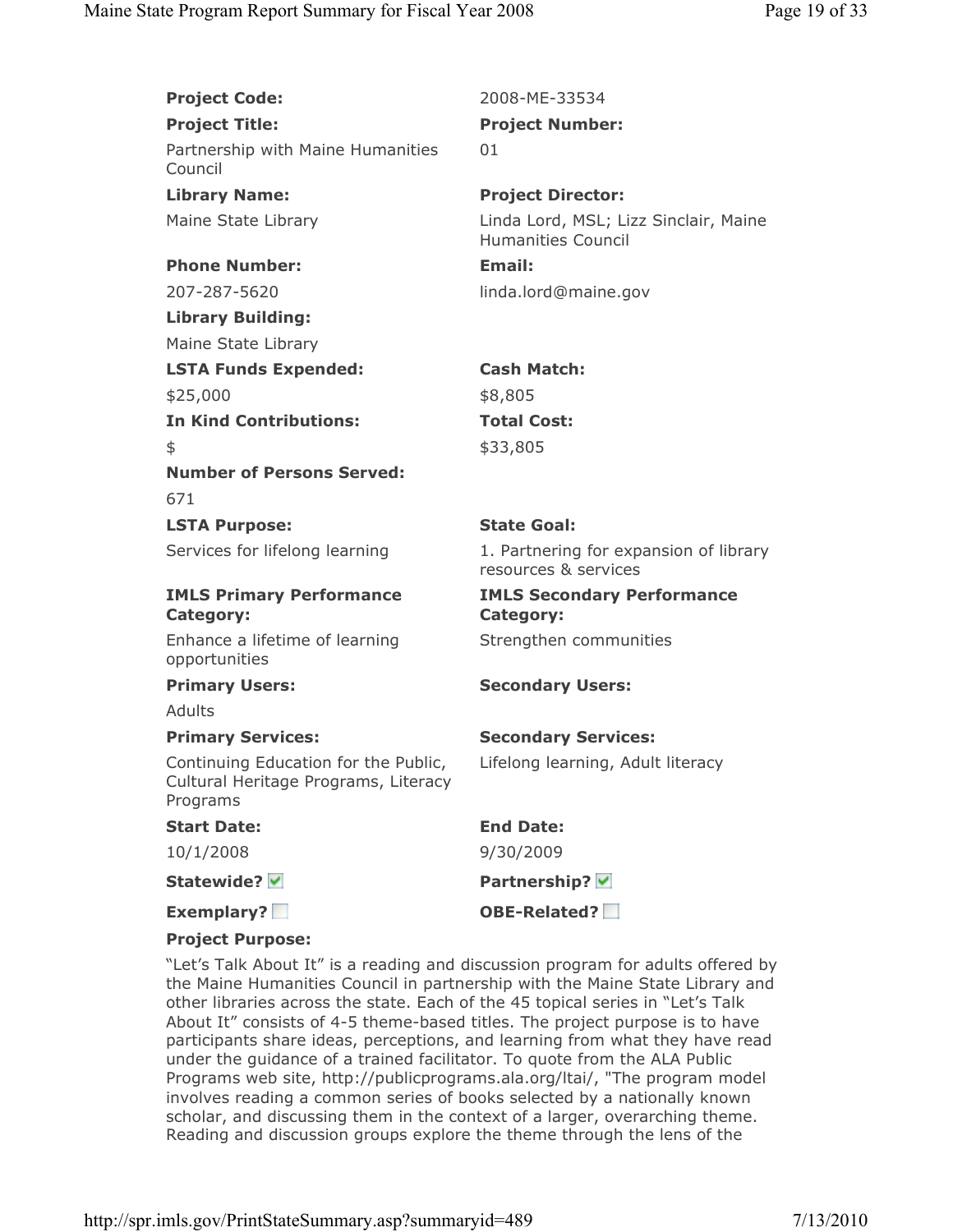**Project Code:** 2008-ME-33534

**Project Title:** Partnership with Maine Humanities Council

**Project Number:** 01

**Library Name:** Maine State Library

**Project Director:** Linda Lord, MSL; Lizz Sinclair, Maine Humanities Council

**Phone Number:** 207-287-5620

**Email:** linda.lord@maine.gov

**Library Building:** Maine State Library

**LSTA Funds Expended:** $25,000

**Cash Match:** $8,805

**In Kind Contributions:** $

**Total Cost:** $33,805

**Number of Persons Served:** 671

**LSTA Purpose:** Services for lifelong learning

**State Goal:** 1. Partnering for expansion of library resources & services

**IMLS Primary Performance Category:** Enhance a lifetime of learning opportunities

**IMLS Secondary Performance Category:** Strengthen communities

**Primary Users:** Adults

**Secondary Users:**

**Primary Services:** Continuing Education for the Public, Cultural Heritage Programs, Literacy Programs

**Secondary Services:** Lifelong learning, Adult literacy

**Start Date:** 10/1/2008

**End Date:** 9/30/2009

**Statewide?** ☑

**Partnership?** ☑

**Exemplary?** ☐

**OBE-Related?** ☐

**Project Purpose:**

"Let's Talk About It" is a reading and discussion program for adults offered by the Maine Humanities Council in partnership with the Maine State Library and other libraries across the state. Each of the 45 topical series in "Let's Talk About It" consists of 4-5 theme-based titles. The project purpose is to have participants share ideas, perceptions, and learning from what they have read under the guidance of a trained facilitator. To quote from the ALA Public Programs web site, http://publicprograms.ala.org/ltai/, "The program model involves reading a common series of books selected by a nationally known scholar, and discussing them in the context of a larger, overarching theme. Reading and discussion groups explore the theme through the lens of the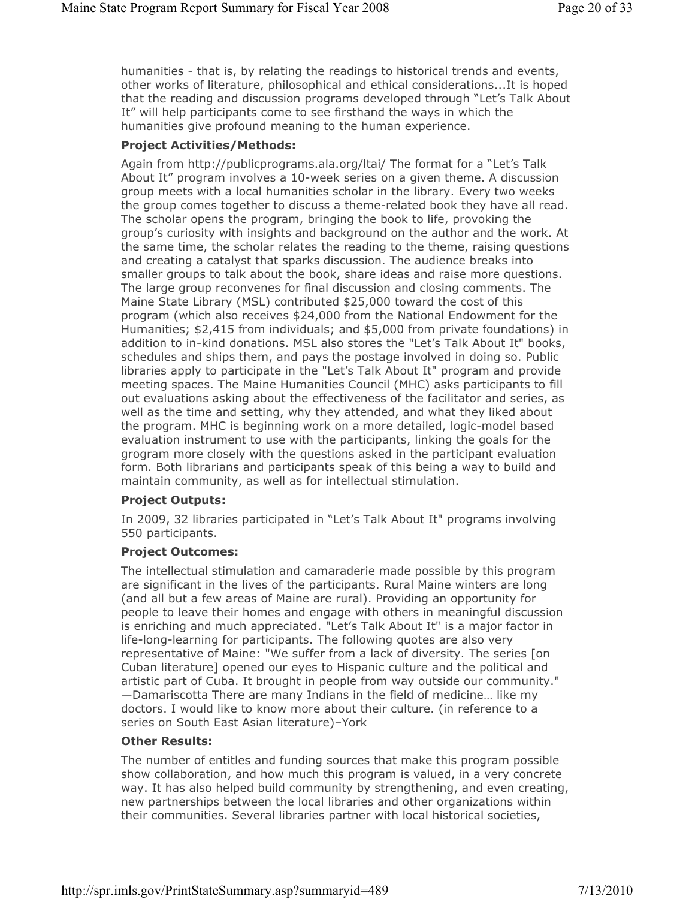humanities - that is, by relating the readings to historical trends and events, other works of literature, philosophical and ethical considerations...It is hoped that the reading and discussion programs developed through "Let's Talk About It" will help participants come to see firsthand the ways in which the humanities give profound meaning to the human experience.

**Project Activities/Methods:**

Again from http://publicprograms.ala.org/ltai/ The format for a "Let's Talk About It" program involves a 10-week series on a given theme. A discussion group meets with a local humanities scholar in the library. Every two weeks the group comes together to discuss a theme-related book they have all read. The scholar opens the program, bringing the book to life, provoking the group's curiosity with insights and background on the author and the work. At the same time, the scholar relates the reading to the theme, raising questions and creating a catalyst that sparks discussion. The audience breaks into smaller groups to talk about the book, share ideas and raise more questions. The large group reconvenes for final discussion and closing comments. The Maine State Library (MSL) contributed $25,000 toward the cost of this program (which also receives $24,000 from the National Endowment for the Humanities; $2,415 from individuals; and $5,000 from private foundations) in addition to in-kind donations. MSL also stores the "Let's Talk About It" books, schedules and ships them, and pays the postage involved in doing so. Public libraries apply to participate in the "Let's Talk About It" program and provide meeting spaces. The Maine Humanities Council (MHC) asks participants to fill out evaluations asking about the effectiveness of the facilitator and series, as well as the time and setting, why they attended, and what they liked about the program. MHC is beginning work on a more detailed, logic-model based evaluation instrument to use with the participants, linking the goals for the grogram more closely with the questions asked in the participant evaluation form. Both librarians and participants speak of this being a way to build and maintain community, as well as for intellectual stimulation.

**Project Outputs:**

In 2009, 32 libraries participated in "Let's Talk About It" programs involving 550 participants.

**Project Outcomes:**

The intellectual stimulation and camaraderie made possible by this program are significant in the lives of the participants. Rural Maine winters are long (and all but a few areas of Maine are rural). Providing an opportunity for people to leave their homes and engage with others in meaningful discussion is enriching and much appreciated. "Let's Talk About It" is a major factor in life-long-learning for participants. The following quotes are also very representative of Maine: "We suffer from a lack of diversity. The series [on Cuban literature] opened our eyes to Hispanic culture and the political and artistic part of Cuba. It brought in people from way outside our community." —Damariscotta There are many Indians in the field of medicine… like my doctors. I would like to know more about their culture. (in reference to a series on South East Asian literature)–York

**Other Results:**

The number of entitles and funding sources that make this program possible show collaboration, and how much this program is valued, in a very concrete way. It has also helped build community by strengthening, and even creating, new partnerships between the local libraries and other organizations within their communities. Several libraries partner with local historical societies,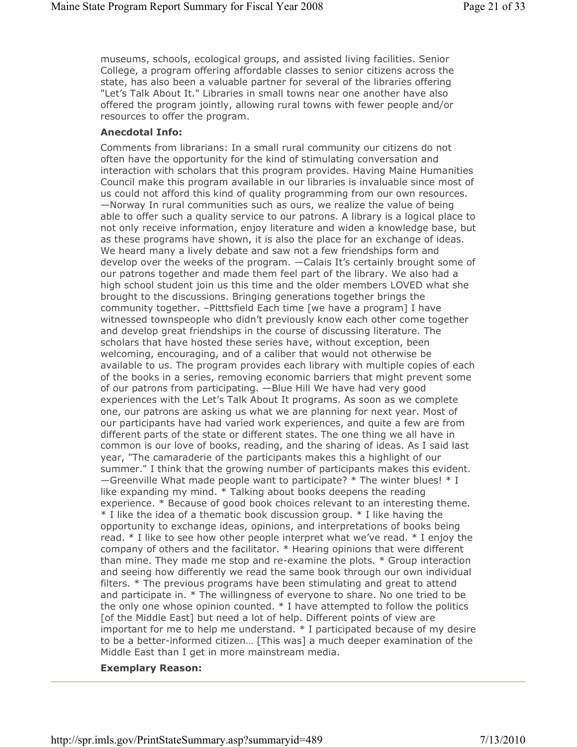museums, schools, ecological groups, and assisted living facilities. Senior College, a program offering affordable classes to senior citizens across the state, has also been a valuable partner for several of the libraries offering "Let's Talk About It." Libraries in small towns near one another have also offered the program jointly, allowing rural towns with fewer people and/or resources to offer the program.

**Anecdotal Info:**

Comments from librarians: In a small rural community our citizens do not often have the opportunity for the kind of stimulating conversation and interaction with scholars that this program provides. Having Maine Humanities Council make this program available in our libraries is invaluable since most of us could not afford this kind of quality programming from our own resources. —Norway In rural communities such as ours, we realize the value of being able to offer such a quality service to our patrons. A library is a logical place to not only receive information, enjoy literature and widen a knowledge base, but as these programs have shown, it is also the place for an exchange of ideas. We heard many a lively debate and saw not a few friendships form and develop over the weeks of the program. —Calais It's certainly brought some of our patrons together and made them feel part of the library. We also had a high school student join us this time and the older members LOVED what she brought to the discussions. Bringing generations together brings the community together. –Pitttsfield Each time [we have a program] I have witnessed townspeople who didn't previously know each other come together and develop great friendships in the course of discussing literature. The scholars that have hosted these series have, without exception, been welcoming, encouraging, and of a caliber that would not otherwise be available to us. The program provides each library with multiple copies of each of the books in a series, removing economic barriers that might prevent some of our patrons from participating. —Blue Hill We have had very good experiences with the Let's Talk About It programs. As soon as we complete one, our patrons are asking us what we are planning for next year. Most of our participants have had varied work experiences, and quite a few are from different parts of the state or different states. The one thing we all have in common is our love of books, reading, and the sharing of ideas. As I said last year, "The camaraderie of the participants makes this a highlight of our summer." I think that the growing number of participants makes this evident. —Greenville What made people want to participate? * The winter blues! * I like expanding my mind. * Talking about books deepens the reading experience. * Because of good book choices relevant to an interesting theme. * I like the idea of a thematic book discussion group. * I like having the opportunity to exchange ideas, opinions, and interpretations of books being read. * I like to see how other people interpret what we've read. * I enjoy the company of others and the facilitator. * Hearing opinions that were different than mine. They made me stop and re-examine the plots. * Group interaction and seeing how differently we read the same book through our own individual filters. * The previous programs have been stimulating and great to attend and participate in. * The willingness of everyone to share. No one tried to be the only one whose opinion counted. * I have attempted to follow the politics [of the Middle East] but need a lot of help. Different points of view are important for me to help me understand. * I participated because of my desire to be a better-informed citizen… [This was] a much deeper examination of the Middle East than I get in more mainstream media.

**Exemplary Reason:**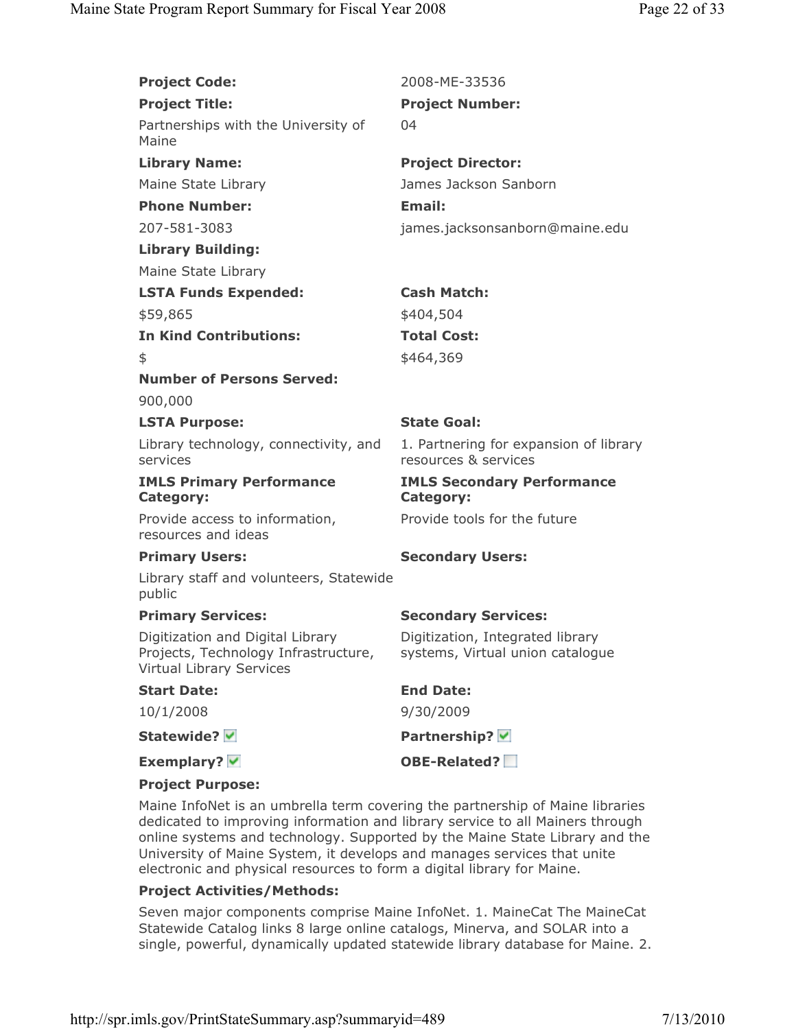**Project Code:** 2008-ME-33536

**Project Title:** Partnerships with the University of Maine

**Project Number:** 04

**Library Name:** Maine State Library

**Project Director:** James Jackson Sanborn

**Phone Number:** 207-581-3083

**Email:** james.jacksonsanborn@maine.edu

**Library Building:** Maine State Library

**LSTA Funds Expended:** $59,865

**Cash Match:** $404,504

**In Kind Contributions:** $

**Total Cost:** $464,369

**Number of Persons Served:** 900,000

**LSTA Purpose:** Library technology, connectivity, and services

**State Goal:** 1. Partnering for expansion of library resources & services

**IMLS Primary Performance Category:** Provide access to information, resources and ideas

**IMLS Secondary Performance Category:** Provide tools for the future

**Primary Users:** Library staff and volunteers, Statewide public

**Secondary Users:**

**Primary Services:** Digitization and Digital Library Projects, Technology Infrastructure, Virtual Library Services

**Secondary Services:** Digitization, Integrated library systems, Virtual union catalogue

**Start Date:** 10/1/2008

**End Date:** 9/30/2009

**Statewide?** ☑

**Partnership?** ☑

**Exemplary?** ☑

**OBE-Related?** ☐

**Project Purpose:**

Maine InfoNet is an umbrella term covering the partnership of Maine libraries dedicated to improving information and library service to all Mainers through online systems and technology. Supported by the Maine State Library and the University of Maine System, it develops and manages services that unite electronic and physical resources to form a digital library for Maine.

**Project Activities/Methods:**

Seven major components comprise Maine InfoNet. 1. MaineCat The MaineCat Statewide Catalog links 8 large online catalogs, Minerva, and SOLAR into a single, powerful, dynamically updated statewide library database for Maine. 2.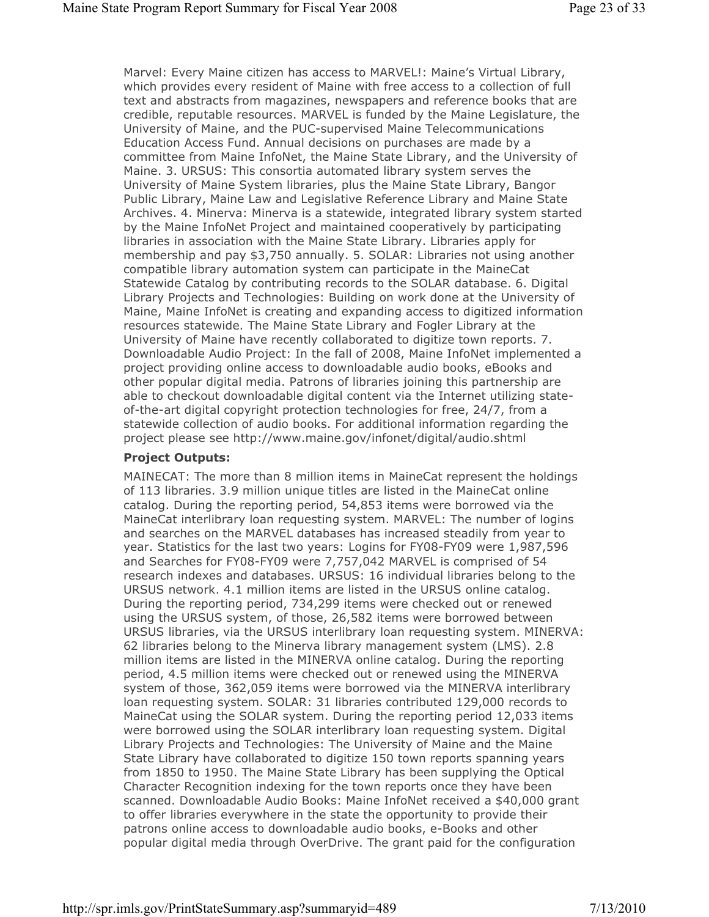Marvel: Every Maine citizen has access to MARVEL!: Maine's Virtual Library, which provides every resident of Maine with free access to a collection of full text and abstracts from magazines, newspapers and reference books that are credible, reputable resources. MARVEL is funded by the Maine Legislature, the University of Maine, and the PUC-supervised Maine Telecommunications Education Access Fund. Annual decisions on purchases are made by a committee from Maine InfoNet, the Maine State Library, and the University of Maine. 3. URSUS: This consortia automated library system serves the University of Maine System libraries, plus the Maine State Library, Bangor Public Library, Maine Law and Legislative Reference Library and Maine State Archives. 4. Minerva: Minerva is a statewide, integrated library system started by the Maine InfoNet Project and maintained cooperatively by participating libraries in association with the Maine State Library. Libraries apply for membership and pay $3,750 annually. 5. SOLAR: Libraries not using another compatible library automation system can participate in the MaineCat Statewide Catalog by contributing records to the SOLAR database. 6. Digital Library Projects and Technologies: Building on work done at the University of Maine, Maine InfoNet is creating and expanding access to digitized information resources statewide. The Maine State Library and Fogler Library at the University of Maine have recently collaborated to digitize town reports. 7. Downloadable Audio Project: In the fall of 2008, Maine InfoNet implemented a project providing online access to downloadable audio books, eBooks and other popular digital media. Patrons of libraries joining this partnership are able to checkout downloadable digital content via the Internet utilizing state-of-the-art digital copyright protection technologies for free, 24/7, from a statewide collection of audio books. For additional information regarding the project please see http://www.maine.gov/infonet/digital/audio.shtml

**Project Outputs:**

MAINECAT: The more than 8 million items in MaineCat represent the holdings of 113 libraries. 3.9 million unique titles are listed in the MaineCat online catalog. During the reporting period, 54,853 items were borrowed via the MaineCat interlibrary loan requesting system. MARVEL: The number of logins and searches on the MARVEL databases has increased steadily from year to year. Statistics for the last two years: Logins for FY08-FY09 were 1,987,596 and Searches for FY08-FY09 were 7,757,042 MARVEL is comprised of 54 research indexes and databases. URSUS: 16 individual libraries belong to the URSUS network. 4.1 million items are listed in the URSUS online catalog. During the reporting period, 734,299 items were checked out or renewed using the URSUS system, of those, 26,582 items were borrowed between URSUS libraries, via the URSUS interlibrary loan requesting system. MINERVA: 62 libraries belong to the Minerva library management system (LMS). 2.8 million items are listed in the MINERVA online catalog. During the reporting period, 4.5 million items were checked out or renewed using the MINERVA system of those, 362,059 items were borrowed via the MINERVA interlibrary loan requesting system. SOLAR: 31 libraries contributed 129,000 records to MaineCat using the SOLAR system. During the reporting period 12,033 items were borrowed using the SOLAR interlibrary loan requesting system. Digital Library Projects and Technologies: The University of Maine and the Maine State Library have collaborated to digitize 150 town reports spanning years from 1850 to 1950. The Maine State Library has been supplying the Optical Character Recognition indexing for the town reports once they have been scanned. Downloadable Audio Books: Maine InfoNet received a $40,000 grant to offer libraries everywhere in the state the opportunity to provide their patrons online access to downloadable audio books, e-Books and other popular digital media through OverDrive. The grant paid for the configuration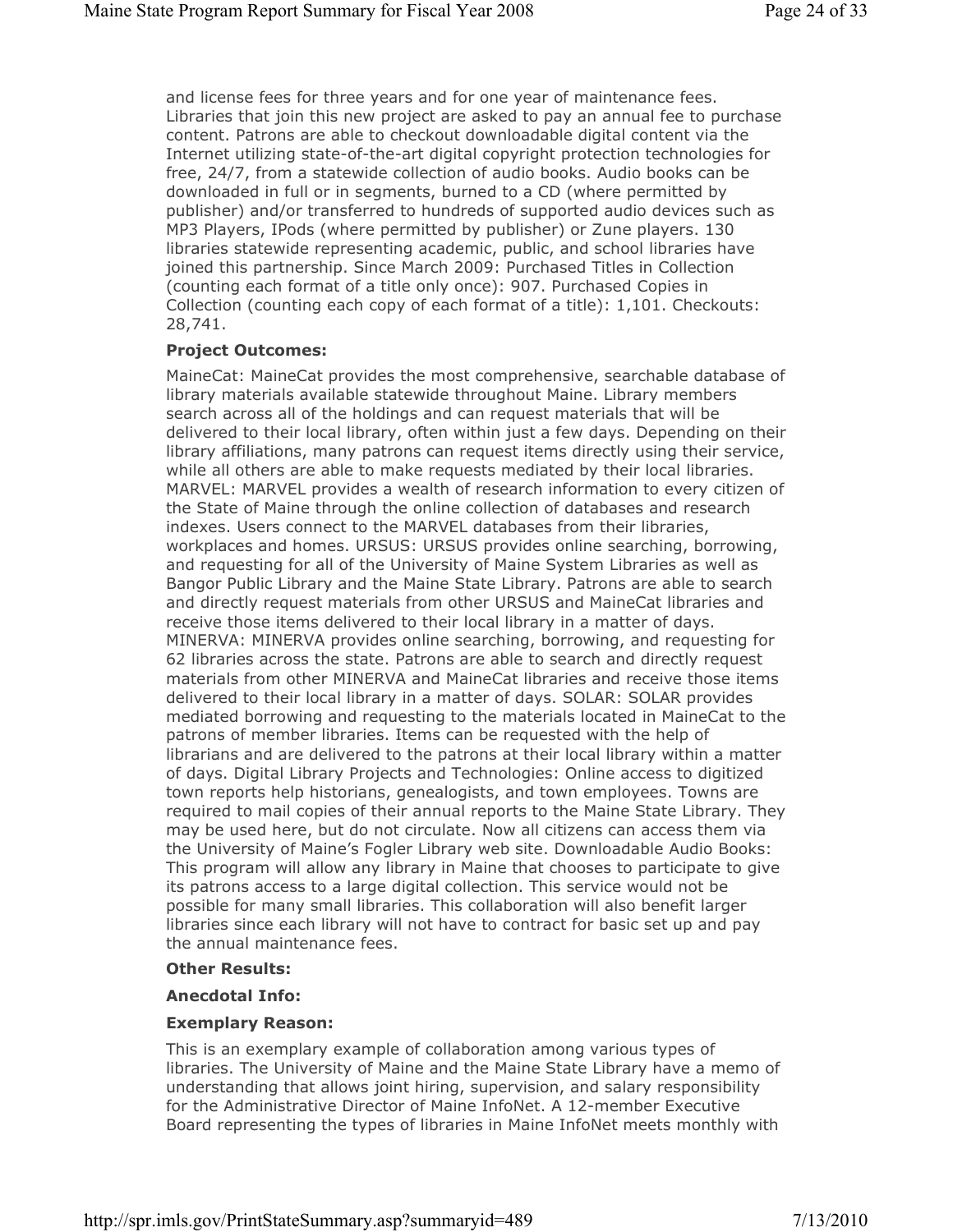and license fees for three years and for one year of maintenance fees. Libraries that join this new project are asked to pay an annual fee to purchase content. Patrons are able to checkout downloadable digital content via the Internet utilizing state-of-the-art digital copyright protection technologies for free, 24/7, from a statewide collection of audio books. Audio books can be downloaded in full or in segments, burned to a CD (where permitted by publisher) and/or transferred to hundreds of supported audio devices such as MP3 Players, IPods (where permitted by publisher) or Zune players. 130 libraries statewide representing academic, public, and school libraries have joined this partnership. Since March 2009: Purchased Titles in Collection (counting each format of a title only once): 907. Purchased Copies in Collection (counting each copy of each format of a title): 1,101. Checkouts: 28,741.

**Project Outcomes:**

MaineCat: MaineCat provides the most comprehensive, searchable database of library materials available statewide throughout Maine. Library members search across all of the holdings and can request materials that will be delivered to their local library, often within just a few days. Depending on their library affiliations, many patrons can request items directly using their service, while all others are able to make requests mediated by their local libraries. MARVEL: MARVEL provides a wealth of research information to every citizen of the State of Maine through the online collection of databases and research indexes. Users connect to the MARVEL databases from their libraries, workplaces and homes. URSUS: URSUS provides online searching, borrowing, and requesting for all of the University of Maine System Libraries as well as Bangor Public Library and the Maine State Library. Patrons are able to search and directly request materials from other URSUS and MaineCat libraries and receive those items delivered to their local library in a matter of days. MINERVA: MINERVA provides online searching, borrowing, and requesting for 62 libraries across the state. Patrons are able to search and directly request materials from other MINERVA and MaineCat libraries and receive those items delivered to their local library in a matter of days. SOLAR: SOLAR provides mediated borrowing and requesting to the materials located in MaineCat to the patrons of member libraries. Items can be requested with the help of librarians and are delivered to the patrons at their local library within a matter of days. Digital Library Projects and Technologies: Online access to digitized town reports help historians, genealogists, and town employees. Towns are required to mail copies of their annual reports to the Maine State Library. They may be used here, but do not circulate. Now all citizens can access them via the University of Maine's Fogler Library web site. Downloadable Audio Books: This program will allow any library in Maine that chooses to participate to give its patrons access to a large digital collection. This service would not be possible for many small libraries. This collaboration will also benefit larger libraries since each library will not have to contract for basic set up and pay the annual maintenance fees.

**Other Results:**

**Anecdotal Info:**

**Exemplary Reason:**

This is an exemplary example of collaboration among various types of libraries. The University of Maine and the Maine State Library have a memo of understanding that allows joint hiring, supervision, and salary responsibility for the Administrative Director of Maine InfoNet. A 12-member Executive Board representing the types of libraries in Maine InfoNet meets monthly with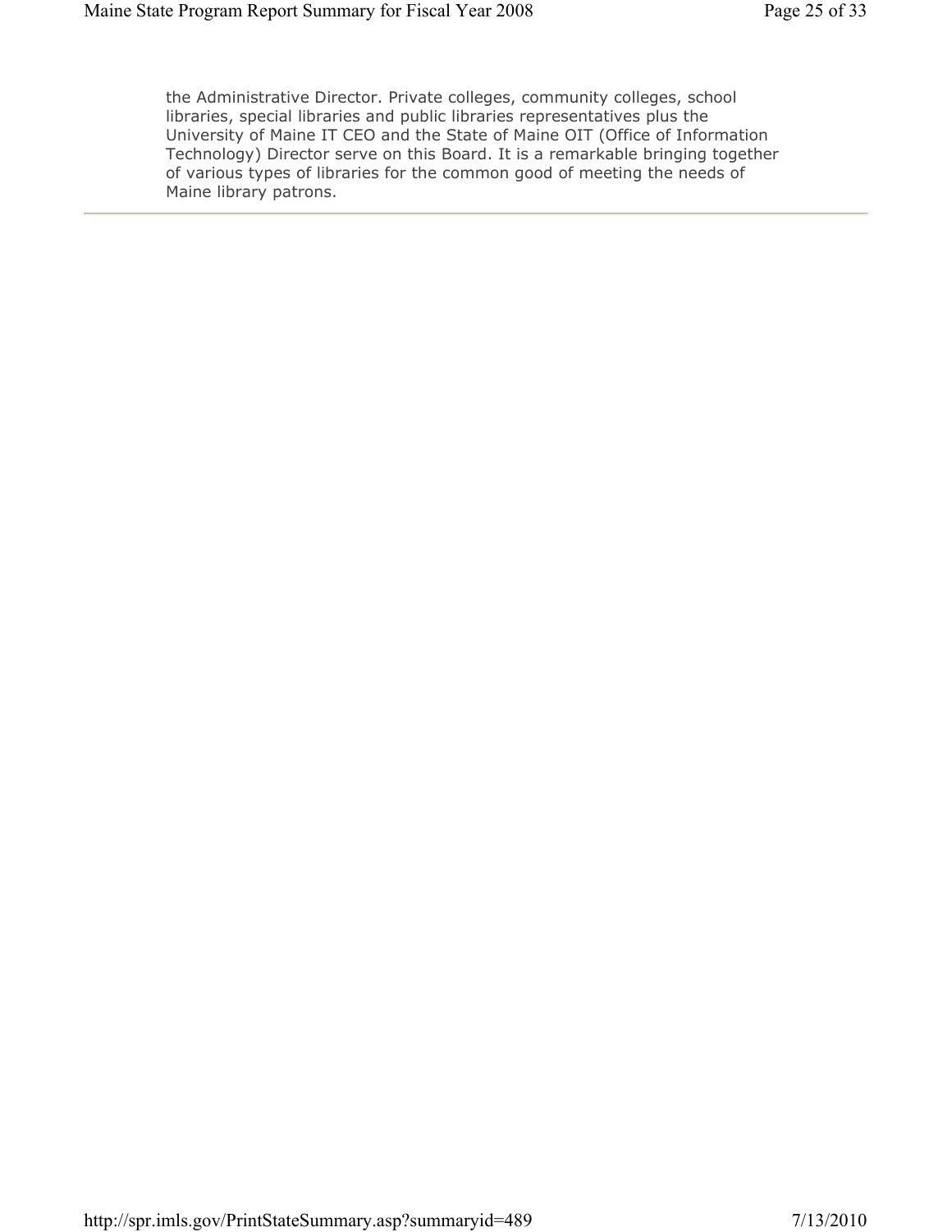the Administrative Director. Private colleges, community colleges, school libraries, special libraries and public libraries representatives plus the University of Maine IT CEO and the State of Maine OIT (Office of Information Technology) Director serve on this Board. It is a remarkable bringing together of various types of libraries for the common good of meeting the needs of Maine library patrons.

---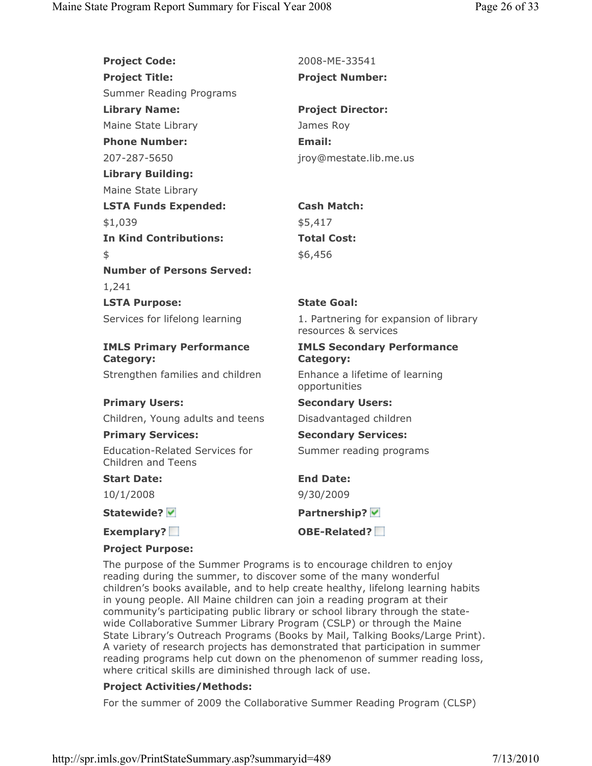**Project Code:** 2008-ME-33541

**Project Title:** Summer Reading Programs

**Project Number:**

**Library Name:** Maine State Library

**Project Director:** James Roy

**Phone Number:** 207-287-5650

**Email:** jroy@mestate.lib.me.us

**Library Building:** Maine State Library

**LSTA Funds Expended:** $1,039

**Cash Match:** $5,417

**In Kind Contributions:** $

**Total Cost:** $6,456

**Number of Persons Served:** 1,241

**LSTA Purpose:** Services for lifelong learning

**State Goal:** 1. Partnering for expansion of library resources & services

**IMLS Primary Performance Category:** Strengthen families and children

**IMLS Secondary Performance Category:** Enhance a lifetime of learning opportunities

**Primary Users:** Children, Young adults and teens

**Secondary Users:** Disadvantaged children

**Primary Services:** Education-Related Services for Children and Teens

**Secondary Services:** Summer reading programs

**Start Date:** 10/1/2008

**End Date:** 9/30/2009

**Statewide?** ☑

**Partnership?** ☑

**Exemplary?** ☐

**OBE-Related?** ☐

**Project Purpose:**

The purpose of the Summer Programs is to encourage children to enjoy reading during the summer, to discover some of the many wonderful children's books available, and to help create healthy, lifelong learning habits in young people. All Maine children can join a reading program at their community's participating public library or school library through the state-wide Collaborative Summer Library Program (CSLP) or through the Maine State Library's Outreach Programs (Books by Mail, Talking Books/Large Print). A variety of research projects has demonstrated that participation in summer reading programs help cut down on the phenomenon of summer reading loss, where critical skills are diminished through lack of use.

**Project Activities/Methods:**

For the summer of 2009 the Collaborative Summer Reading Program (CLSP)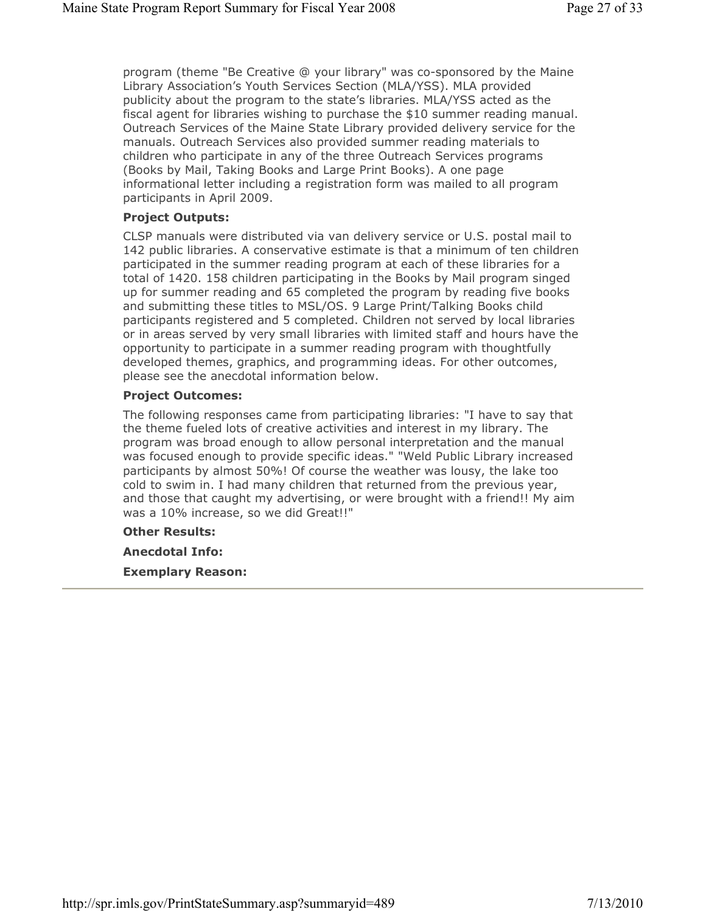program (theme "Be Creative @ your library" was co-sponsored by the Maine Library Association's Youth Services Section (MLA/YSS). MLA provided publicity about the program to the state's libraries. MLA/YSS acted as the fiscal agent for libraries wishing to purchase the $10 summer reading manual. Outreach Services of the Maine State Library provided delivery service for the manuals. Outreach Services also provided summer reading materials to children who participate in any of the three Outreach Services programs (Books by Mail, Taking Books and Large Print Books). A one page informational letter including a registration form was mailed to all program participants in April 2009.

**Project Outputs:**

CLSP manuals were distributed via van delivery service or U.S. postal mail to 142 public libraries. A conservative estimate is that a minimum of ten children participated in the summer reading program at each of these libraries for a total of 1420. 158 children participating in the Books by Mail program singed up for summer reading and 65 completed the program by reading five books and submitting these titles to MSL/OS. 9 Large Print/Talking Books child participants registered and 5 completed. Children not served by local libraries or in areas served by very small libraries with limited staff and hours have the opportunity to participate in a summer reading program with thoughtfully developed themes, graphics, and programming ideas. For other outcomes, please see the anecdotal information below.

**Project Outcomes:**

The following responses came from participating libraries: "I have to say that the theme fueled lots of creative activities and interest in my library. The program was broad enough to allow personal interpretation and the manual was focused enough to provide specific ideas." "Weld Public Library increased participants by almost 50%! Of course the weather was lousy, the lake too cold to swim in. I had many children that returned from the previous year, and those that caught my advertising, or were brought with a friend!! My aim was a 10% increase, so we did Great!!"

**Other Results:**

**Anecdotal Info:**

**Exemplary Reason:**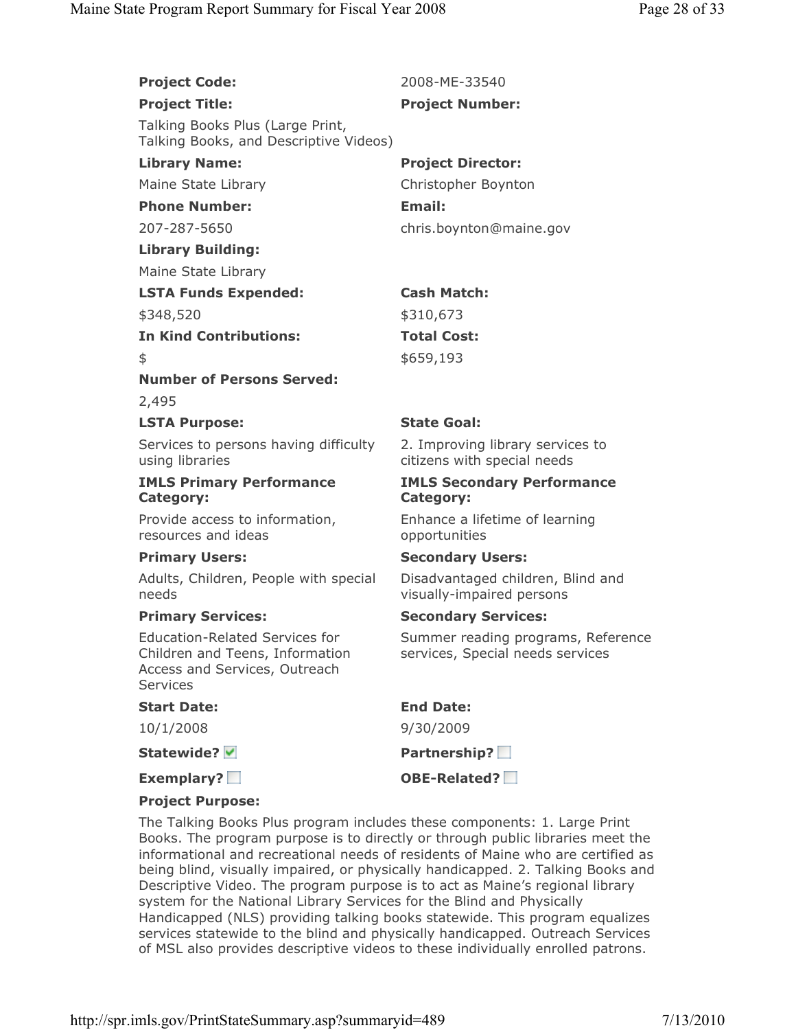**Project Code:** 2008-ME-33540

**Project Title:** Talking Books Plus (Large Print, Talking Books, and Descriptive Videos)

**Project Number:**

**Library Name:** Maine State Library

**Project Director:** Christopher Boynton

**Phone Number:** 207-287-5650

**Email:** chris.boynton@maine.gov

**Library Building:** Maine State Library

**LSTA Funds Expended:** $348,520

**Cash Match:** $310,673

**In Kind Contributions:** $

**Total Cost:** $659,193

**Number of Persons Served:** 2,495

**LSTA Purpose:** Services to persons having difficulty using libraries

**State Goal:** 2. Improving library services to citizens with special needs

**IMLS Primary Performance Category:** Provide access to information, resources and ideas

**IMLS Secondary Performance Category:** Enhance a lifetime of learning opportunities

**Primary Users:** Adults, Children, People with special needs

**Secondary Users:** Disadvantaged children, Blind and visually-impaired persons

**Primary Services:** Education-Related Services for Children and Teens, Information Access and Services, Outreach Services

**Secondary Services:** Summer reading programs, Reference services, Special needs services

**Start Date:** 10/1/2008

**End Date:** 9/30/2009

**Statewide?** ☑

**Partnership?** ☐

**Exemplary?** ☐

**OBE-Related?** ☐

**Project Purpose:**

The Talking Books Plus program includes these components: 1. Large Print Books. The program purpose is to directly or through public libraries meet the informational and recreational needs of residents of Maine who are certified as being blind, visually impaired, or physically handicapped. 2. Talking Books and Descriptive Video. The program purpose is to act as Maine's regional library system for the National Library Services for the Blind and Physically Handicapped (NLS) providing talking books statewide. This program equalizes services statewide to the blind and physically handicapped. Outreach Services of MSL also provides descriptive videos to these individually enrolled patrons.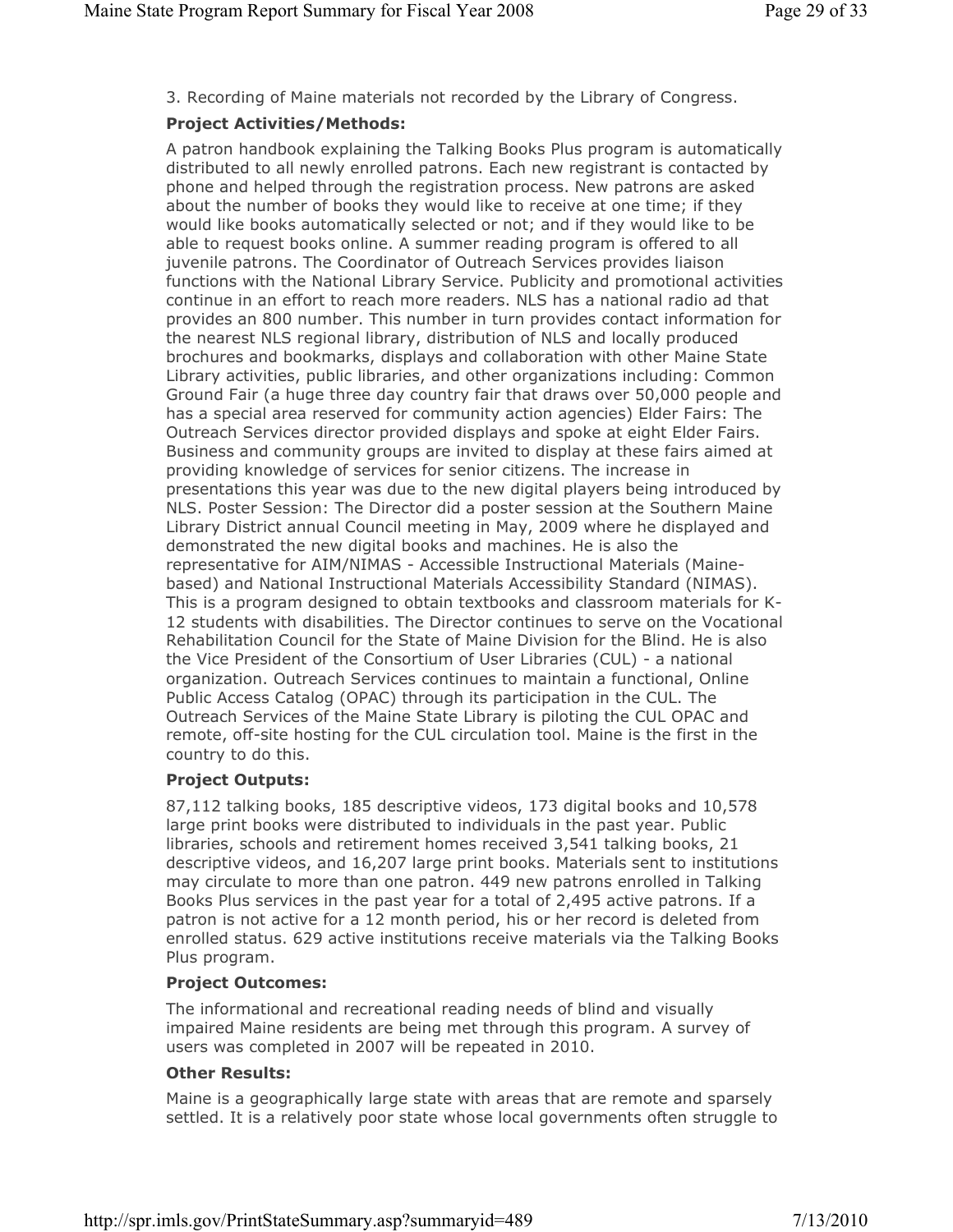3. Recording of Maine materials not recorded by the Library of Congress.

**Project Activities/Methods:**

A patron handbook explaining the Talking Books Plus program is automatically distributed to all newly enrolled patrons. Each new registrant is contacted by phone and helped through the registration process. New patrons are asked about the number of books they would like to receive at one time; if they would like books automatically selected or not; and if they would like to be able to request books online. A summer reading program is offered to all juvenile patrons. The Coordinator of Outreach Services provides liaison functions with the National Library Service. Publicity and promotional activities continue in an effort to reach more readers. NLS has a national radio ad that provides an 800 number. This number in turn provides contact information for the nearest NLS regional library, distribution of NLS and locally produced brochures and bookmarks, displays and collaboration with other Maine State Library activities, public libraries, and other organizations including: Common Ground Fair (a huge three day country fair that draws over 50,000 people and has a special area reserved for community action agencies) Elder Fairs: The Outreach Services director provided displays and spoke at eight Elder Fairs. Business and community groups are invited to display at these fairs aimed at providing knowledge of services for senior citizens. The increase in presentations this year was due to the new digital players being introduced by NLS. Poster Session: The Director did a poster session at the Southern Maine Library District annual Council meeting in May, 2009 where he displayed and demonstrated the new digital books and machines. He is also the representative for AIM/NIMAS - Accessible Instructional Materials (Maine-based) and National Instructional Materials Accessibility Standard (NIMAS). This is a program designed to obtain textbooks and classroom materials for K-12 students with disabilities. The Director continues to serve on the Vocational Rehabilitation Council for the State of Maine Division for the Blind. He is also the Vice President of the Consortium of User Libraries (CUL) - a national organization. Outreach Services continues to maintain a functional, Online Public Access Catalog (OPAC) through its participation in the CUL. The Outreach Services of the Maine State Library is piloting the CUL OPAC and remote, off-site hosting for the CUL circulation tool. Maine is the first in the country to do this.

**Project Outputs:**

87,112 talking books, 185 descriptive videos, 173 digital books and 10,578 large print books were distributed to individuals in the past year. Public libraries, schools and retirement homes received 3,541 talking books, 21 descriptive videos, and 16,207 large print books. Materials sent to institutions may circulate to more than one patron. 449 new patrons enrolled in Talking Books Plus services in the past year for a total of 2,495 active patrons. If a patron is not active for a 12 month period, his or her record is deleted from enrolled status. 629 active institutions receive materials via the Talking Books Plus program.

**Project Outcomes:**

The informational and recreational reading needs of blind and visually impaired Maine residents are being met through this program. A survey of users was completed in 2007 will be repeated in 2010.

**Other Results:**

Maine is a geographically large state with areas that are remote and sparsely settled. It is a relatively poor state whose local governments often struggle to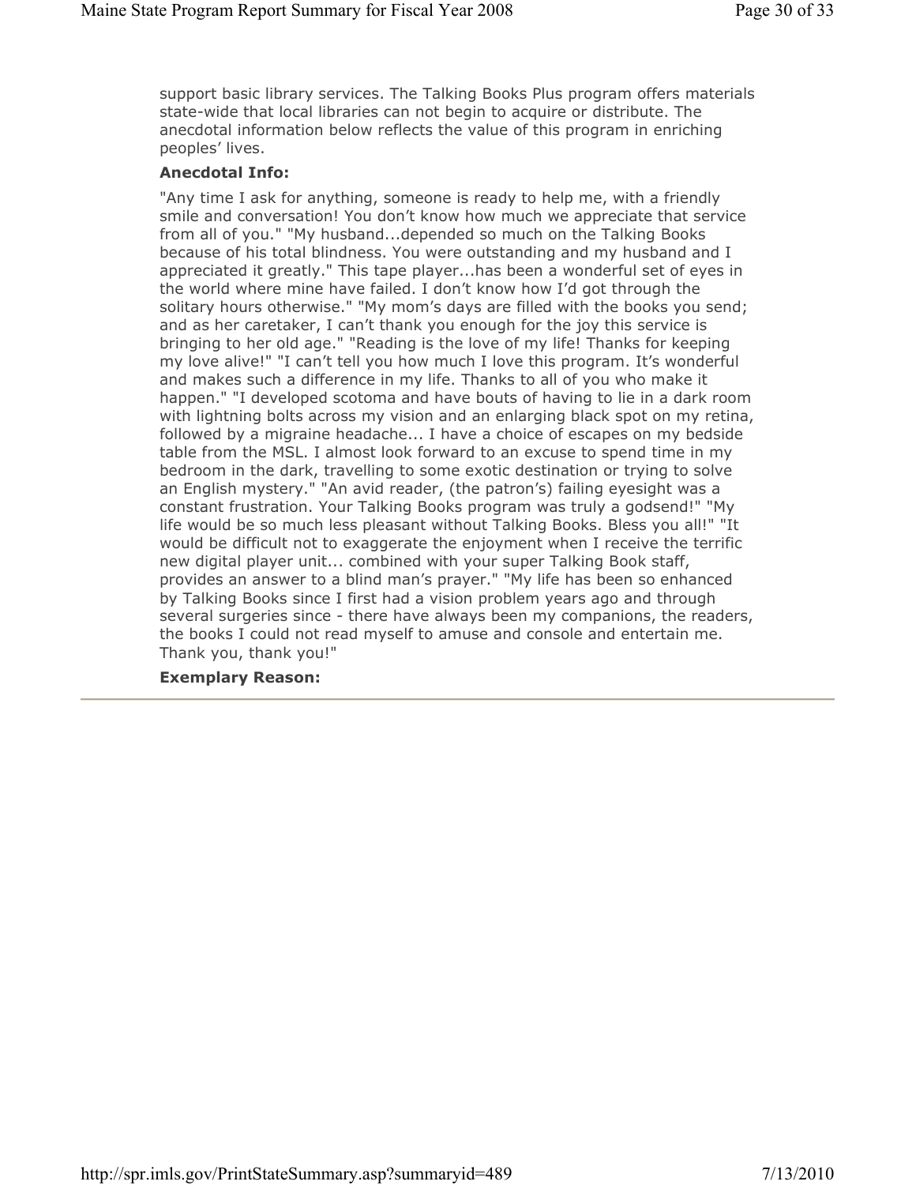support basic library services. The Talking Books Plus program offers materials state-wide that local libraries can not begin to acquire or distribute. The anecdotal information below reflects the value of this program in enriching peoples' lives.

**Anecdotal Info:**

"Any time I ask for anything, someone is ready to help me, with a friendly smile and conversation! You don't know how much we appreciate that service from all of you." "My husband...depended so much on the Talking Books because of his total blindness. You were outstanding and my husband and I appreciated it greatly." This tape player...has been a wonderful set of eyes in the world where mine have failed. I don't know how I'd got through the solitary hours otherwise." "My mom's days are filled with the books you send; and as her caretaker, I can't thank you enough for the joy this service is bringing to her old age." "Reading is the love of my life! Thanks for keeping my love alive!" "I can't tell you how much I love this program. It's wonderful and makes such a difference in my life. Thanks to all of you who make it happen." "I developed scotoma and have bouts of having to lie in a dark room with lightning bolts across my vision and an enlarging black spot on my retina, followed by a migraine headache... I have a choice of escapes on my bedside table from the MSL. I almost look forward to an excuse to spend time in my bedroom in the dark, travelling to some exotic destination or trying to solve an English mystery." "An avid reader, (the patron's) failing eyesight was a constant frustration. Your Talking Books program was truly a godsend!" "My life would be so much less pleasant without Talking Books. Bless you all!" "It would be difficult not to exaggerate the enjoyment when I receive the terrific new digital player unit... combined with your super Talking Book staff, provides an answer to a blind man's prayer." "My life has been so enhanced by Talking Books since I first had a vision problem years ago and through several surgeries since - there have always been my companions, the readers, the books I could not read myself to amuse and console and entertain me. Thank you, thank you!"

**Exemplary Reason:**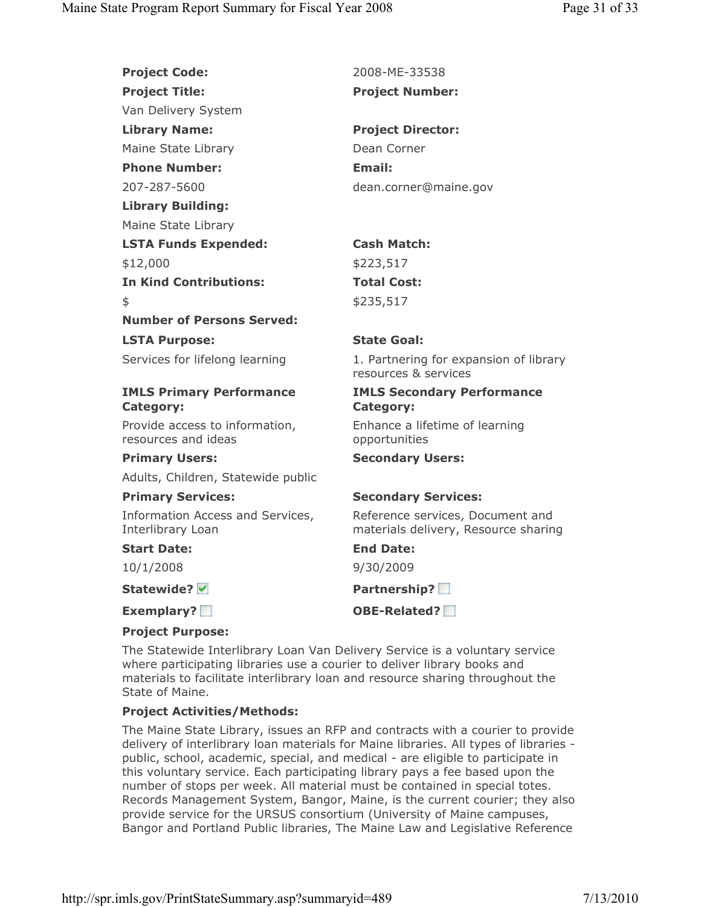**Project Code:** 2008-ME-33538

**Project Title:** Van Delivery System

**Project Number:**

**Library Name:** Maine State Library

**Project Director:** Dean Corner

**Phone Number:** 207-287-5600

**Email:** dean.corner@maine.gov

**Library Building:** Maine State Library

**LSTA Funds Expended:** $12,000

**Cash Match:** $223,517

**In Kind Contributions:** $

**Total Cost:** $235,517

**Number of Persons Served:**

**LSTA Purpose:** Services for lifelong learning

**State Goal:** 1. Partnering for expansion of library resources & services

**IMLS Primary Performance Category:** Provide access to information, resources and ideas

**IMLS Secondary Performance Category:** Enhance a lifetime of learning opportunities

**Primary Users:** Adults, Children, Statewide public

**Secondary Users:**

**Primary Services:** Information Access and Services, Interlibrary Loan

**Secondary Services:** Reference services, Document and materials delivery, Resource sharing

**Start Date:** 10/1/2008

**End Date:** 9/30/2009

**Statewide?** ☑

**Partnership?** ☐

**Exemplary?** ☐

**OBE-Related?** ☐

**Project Purpose:**

The Statewide Interlibrary Loan Van Delivery Service is a voluntary service where participating libraries use a courier to deliver library books and materials to facilitate interlibrary loan and resource sharing throughout the State of Maine.

**Project Activities/Methods:**

The Maine State Library, issues an RFP and contracts with a courier to provide delivery of interlibrary loan materials for Maine libraries. All types of libraries - public, school, academic, special, and medical - are eligible to participate in this voluntary service. Each participating library pays a fee based upon the number of stops per week. All material must be contained in special totes. Records Management System, Bangor, Maine, is the current courier; they also provide service for the URSUS consortium (University of Maine campuses, Bangor and Portland Public libraries, The Maine Law and Legislative Reference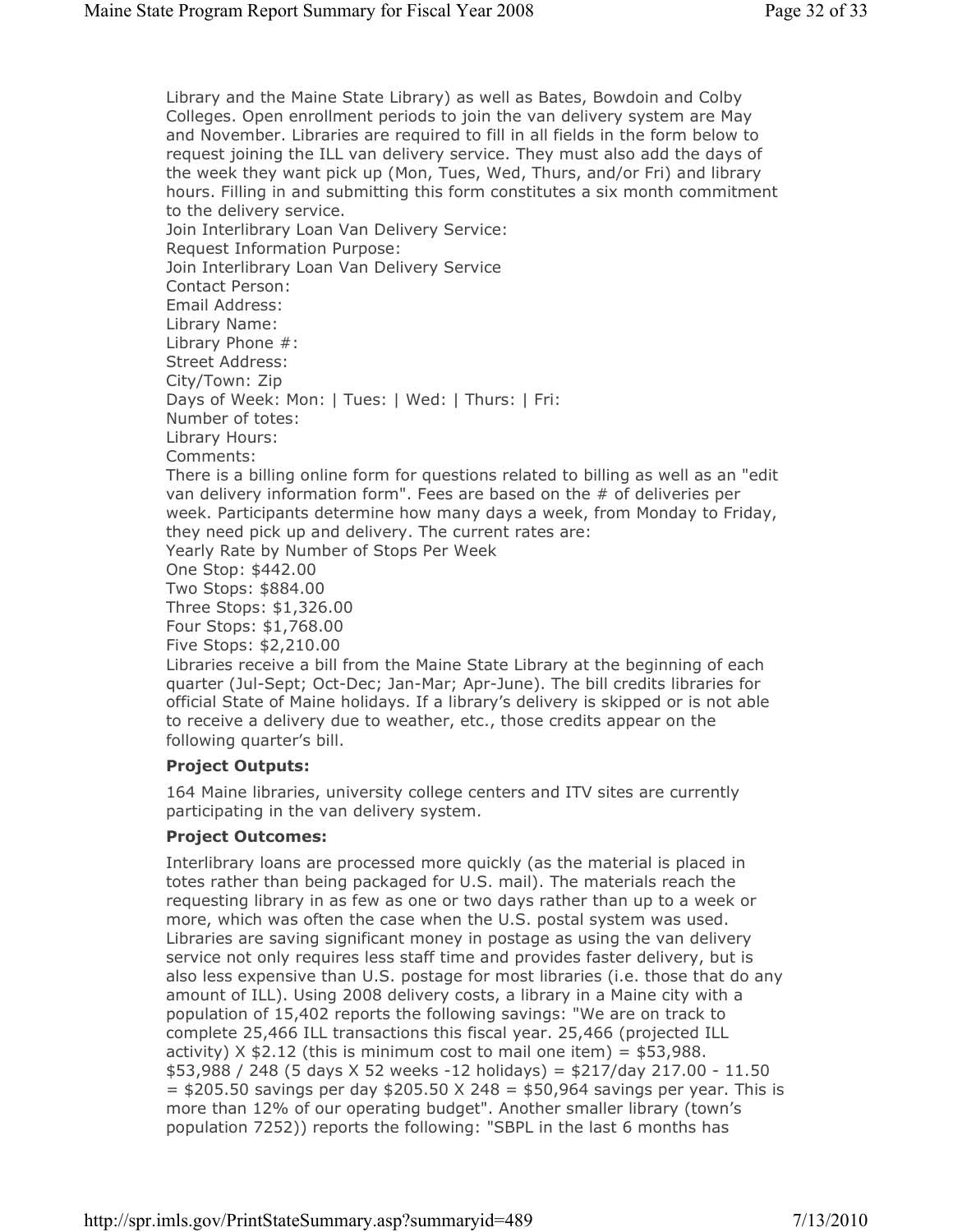Library and the Maine State Library) as well as Bates, Bowdoin and Colby Colleges. Open enrollment periods to join the van delivery system are May and November. Libraries are required to fill in all fields in the form below to request joining the ILL van delivery service. They must also add the days of the week they want pick up (Mon, Tues, Wed, Thurs, and/or Fri) and library hours. Filling in and submitting this form constitutes a six month commitment to the delivery service.
Join Interlibrary Loan Van Delivery Service:
Request Information Purpose:
Join Interlibrary Loan Van Delivery Service
Contact Person:
Email Address:
Library Name:
Library Phone #:
Street Address:
City/Town: Zip
Days of Week: Mon: | Tues: | Wed: | Thurs: | Fri:
Number of totes:
Library Hours:
Comments:
There is a billing online form for questions related to billing as well as an "edit van delivery information form". Fees are based on the # of deliveries per week. Participants determine how many days a week, from Monday to Friday, they need pick up and delivery. The current rates are:
Yearly Rate by Number of Stops Per Week
One Stop: $442.00
Two Stops: $884.00
Three Stops: $1,326.00
Four Stops: $1,768.00
Five Stops: $2,210.00
Libraries receive a bill from the Maine State Library at the beginning of each quarter (Jul-Sept; Oct-Dec; Jan-Mar; Apr-June). The bill credits libraries for official State of Maine holidays. If a library's delivery is skipped or is not able to receive a delivery due to weather, etc., those credits appear on the following quarter's bill.

**Project Outputs:**

164 Maine libraries, university college centers and ITV sites are currently participating in the van delivery system.

**Project Outcomes:**

Interlibrary loans are processed more quickly (as the material is placed in totes rather than being packaged for U.S. mail). The materials reach the requesting library in as few as one or two days rather than up to a week or more, which was often the case when the U.S. postal system was used. Libraries are saving significant money in postage as using the van delivery service not only requires less staff time and provides faster delivery, but is also less expensive than U.S. postage for most libraries (i.e. those that do any amount of ILL). Using 2008 delivery costs, a library in a Maine city with a population of 15,402 reports the following savings: "We are on track to complete 25,466 ILL transactions this fiscal year. 25,466 (projected ILL activity) X $2.12 (this is minimum cost to mail one item) = $53,988. $53,988 / 248 (5 days X 52 weeks -12 holidays) = $217/day 217.00 - 11.50 = $205.50 savings per day $205.50 X 248 = $50,964 savings per year. This is more than 12% of our operating budget". Another smaller library (town's population 7252)) reports the following: "SBPL in the last 6 months has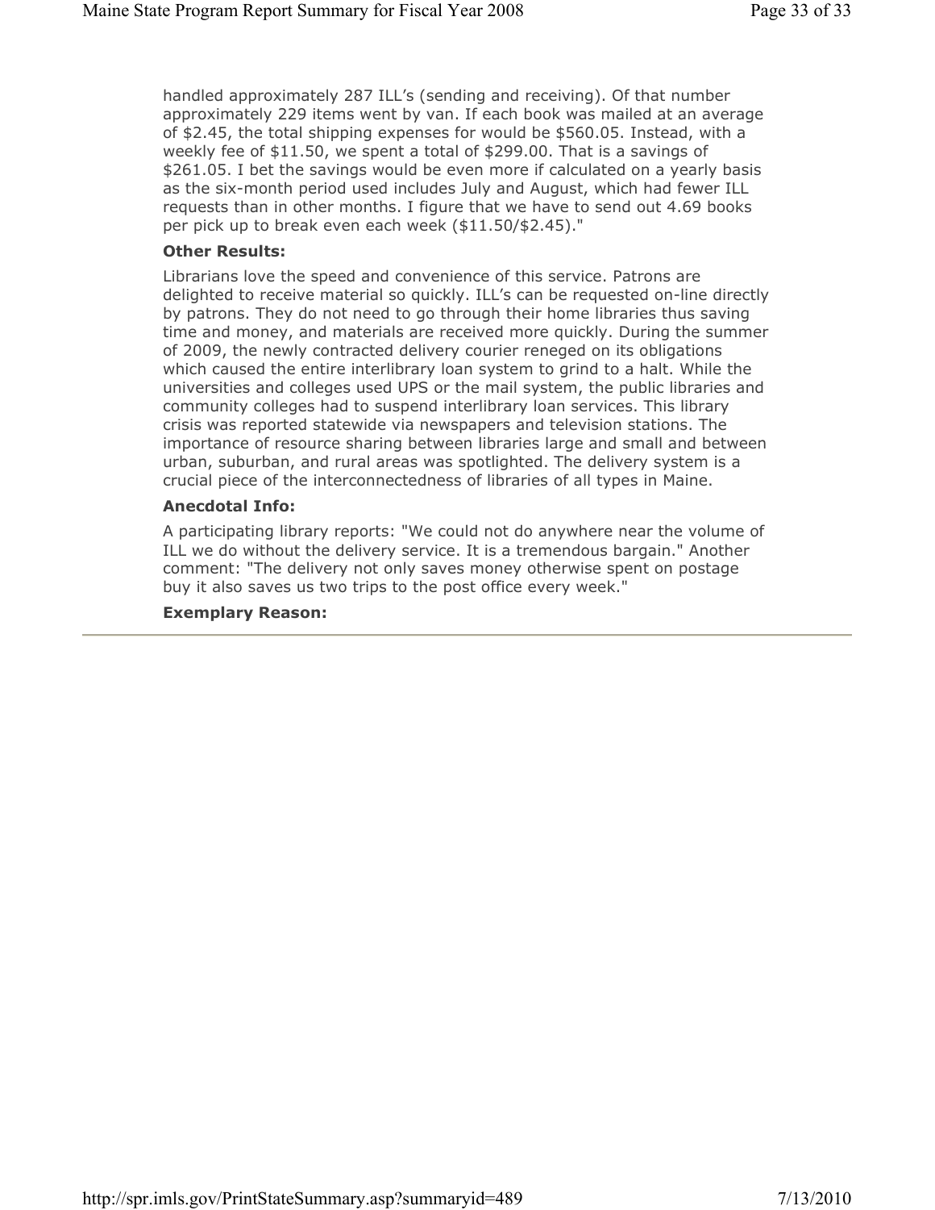handled approximately 287 ILL's (sending and receiving). Of that number approximately 229 items went by van. If each book was mailed at an average of $2.45, the total shipping expenses for would be $560.05. Instead, with a weekly fee of $11.50, we spent a total of $299.00. That is a savings of $261.05. I bet the savings would be even more if calculated on a yearly basis as the six-month period used includes July and August, which had fewer ILL requests than in other months. I figure that we have to send out 4.69 books per pick up to break even each week ($11.50/$2.45)."

**Other Results:**

Librarians love the speed and convenience of this service. Patrons are delighted to receive material so quickly. ILL's can be requested on-line directly by patrons. They do not need to go through their home libraries thus saving time and money, and materials are received more quickly. During the summer of 2009, the newly contracted delivery courier reneged on its obligations which caused the entire interlibrary loan system to grind to a halt. While the universities and colleges used UPS or the mail system, the public libraries and community colleges had to suspend interlibrary loan services. This library crisis was reported statewide via newspapers and television stations. The importance of resource sharing between libraries large and small and between urban, suburban, and rural areas was spotlighted. The delivery system is a crucial piece of the interconnectedness of libraries of all types in Maine.

**Anecdotal Info:**

A participating library reports: "We could not do anywhere near the volume of ILL we do without the delivery service. It is a tremendous bargain." Another comment: "The delivery not only saves money otherwise spent on postage buy it also saves us two trips to the post office every week."

**Exemplary Reason:**